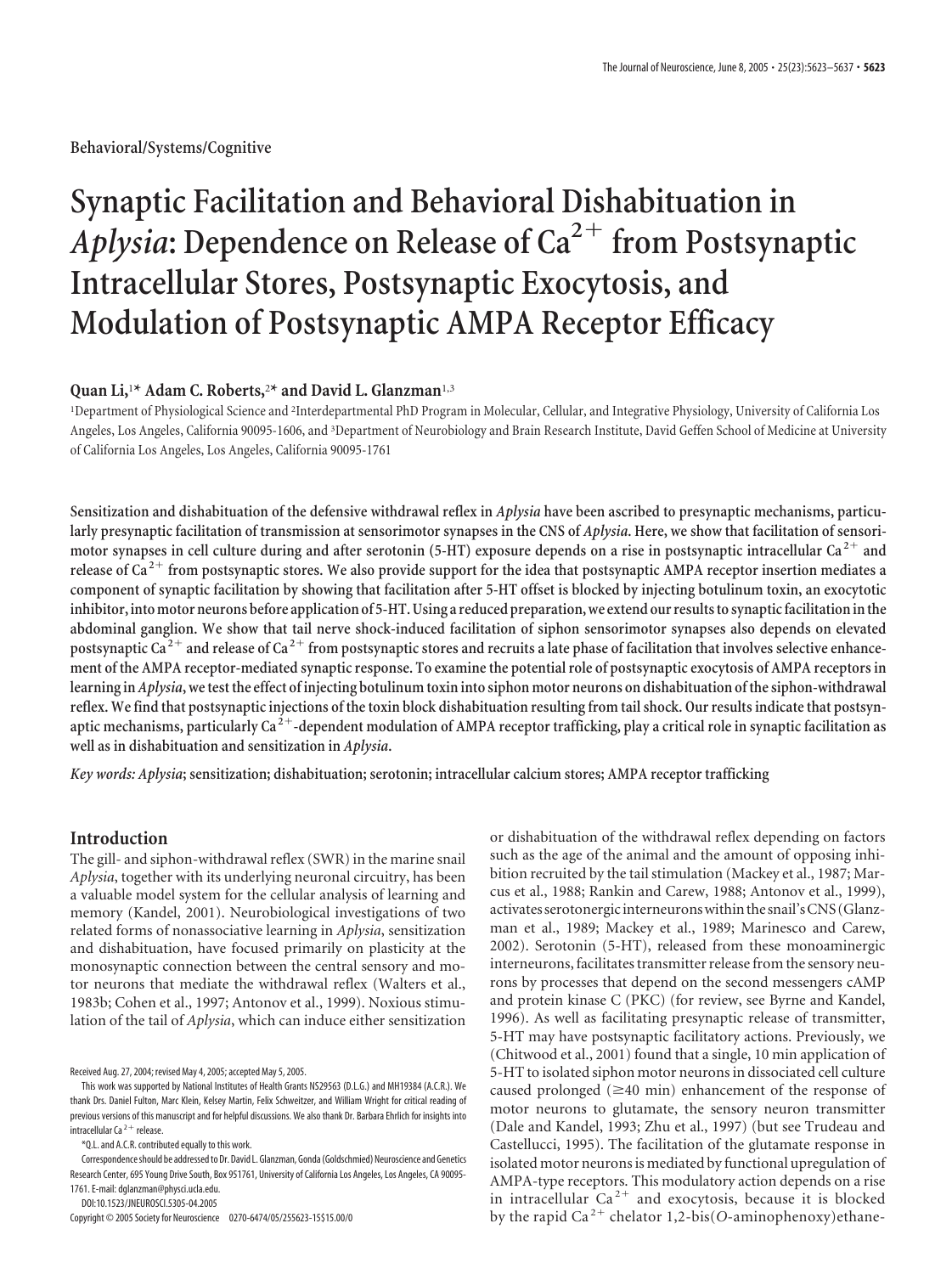Behavioral/Systems/Cognitive

# Synaptic Facilitation and Behavioral Dishabituation in *Aplysia*: Dependence on Release of $Ca^{2+}$ from Postsynaptic Intracellular Stores, Postsynaptic Exocytosis, and Modulation of Postsynaptic AMPA Receptor Efficacy

**Quan Li,[1]* Adam C. Roberts,[2]* and David L. Glanzman[1,3]**

[1]Department of Physiological Science and [2]Interdepartmental PhD Program in Molecular, Cellular, and Integrative Physiology, University of California Los Angeles, Los Angeles, California 90095-1606, and [3]Department of Neurobiology and Brain Research Institute, David Geffen School of Medicine at University of California Los Angeles, Los Angeles, California 90095-1761

**Sensitization and dishabituation of the defensive withdrawal reflex in *Aplysia* have been ascribed to presynaptic mechanisms, particularly presynaptic facilitation of transmission at sensorimotor synapses in the CNS of *Aplysia*. Here, we show that facilitation of sensorimotor synapses in cell culture during and after serotonin (5-HT) exposure depends on a rise in postsynaptic intracellular $Ca^{2+}$ and release of $Ca^{2+}$ from postsynaptic stores. We also provide support for the idea that postsynaptic AMPA receptor insertion mediates a component of synaptic facilitation by showing that facilitation after 5-HT offset is blocked by injecting botulinum toxin, an exocytotic inhibitor, into motor neurons before application of 5-HT. Using a reduced preparation, we extend our results to synaptic facilitation in the abdominal ganglion. We show that tail nerve shock-induced facilitation of siphon sensorimotor synapses also depends on elevated postsynaptic $Ca^{2+}$ and release of $Ca^{2+}$ from postsynaptic stores and recruits a late phase of facilitation that involves selective enhancement of the AMPA receptor-mediated synaptic response. To examine the potential role of postsynaptic exocytosis of AMPA receptors in learning in *Aplysia*, we test the effect of injecting botulinum toxin into siphon motor neurons on dishabituation of the siphon-withdrawal reflex. We find that postsynaptic injections of the toxin block dishabituation resulting from tail shock. Our results indicate that postsynaptic mechanisms, particularly $Ca^{2+}$-dependent modulation of AMPA receptor trafficking, play a critical role in synaptic facilitation as well as in dishabituation and sensitization in *Aplysia*.**

***Key words:*** ***Aplysia*; sensitization; dishabituation; serotonin; intracellular calcium stores; AMPA receptor trafficking**

## Introduction

The gill- and siphon-withdrawal reflex (SWR) in the marine snail *Aplysia*, together with its underlying neuronal circuitry, has been a valuable model system for the cellular analysis of learning and memory (Kandel, 2001). Neurobiological investigations of two related forms of nonassociative learning in *Aplysia*, sensitization and dishabituation, have focused primarily on plasticity at the monosynaptic connection between the central sensory and motor neurons that mediate the withdrawal reflex (Walters et al., 1983b; Cohen et al., 1997; Antonov et al., 1999). Noxious stimulation of the tail of *Aplysia*, which can induce either sensitization or dishabituation of the withdrawal reflex depending on factors such as the age of the animal and the amount of opposing inhibition recruited by the tail stimulation (Mackey et al., 1987; Marcus et al., 1988; Rankin and Carew, 1988; Antonov et al., 1999), activates serotonergic interneurons within the snail's CNS (Glanzman et al., 1989; Mackey et al., 1989; Marinesco and Carew, 2002). Serotonin (5-HT), released from these monoaminergic interneurons, facilitates transmitter release from the sensory neurons by processes that depend on the second messengers cAMP and protein kinase C (PKC) (for review, see Byrne and Kandel, 1996). As well as facilitating presynaptic release of transmitter, 5-HT may have postsynaptic facilitatory actions. Previously, we (Chitwood et al., 2001) found that a single, 10 min application of 5-HT to isolated siphon motor neurons in dissociated cell culture caused prolonged (≥40 min) enhancement of the response of motor neurons to glutamate, the sensory neuron transmitter (Dale and Kandel, 1993; Zhu et al., 1997) (but see Trudeau and Castellucci, 1995). The facilitation of the glutamate response in isolated motor neurons is mediated by functional upregulation of AMPA-type receptors. This modulatory action depends on a rise in intracellular $Ca^{2+}$ and exocytosis, because it is blocked by the rapid $Ca^{2+}$ chelator 1,2-bis(*O*-aminophenoxy)ethane-

Received Aug. 27, 2004; revised May 4, 2005; accepted May 5, 2005.

This work was supported by National Institutes of Health Grants NS29563 (D.L.G.) and MH19384 (A.C.R.). We thank Drs. Daniel Fulton, Marc Klein, Kelsey Martin, Felix Schweitzer, and William Wright for critical reading of previous versions of this manuscript and for helpful discussions. We also thank Dr. Barbara Ehrlich for insights into intracellular $Ca^{2+}$ release.

*Q.L. and A.C.R. contributed equally to this work.

Correspondence should be addressed to Dr. David L. Glanzman, Gonda (Goldschmied) Neuroscience and Genetics Research Center, 695 Young Drive South, Box 951761, University of California Los Angeles, Los Angeles, CA 90095-1761. E-mail: dglanzman@physci.ucla.edu.

DOI:10.1523/JNEUROSCI.5305-04.2005

Copyright © 2005 Society for Neuroscience 0270-6474/05/255623-15$15.00/0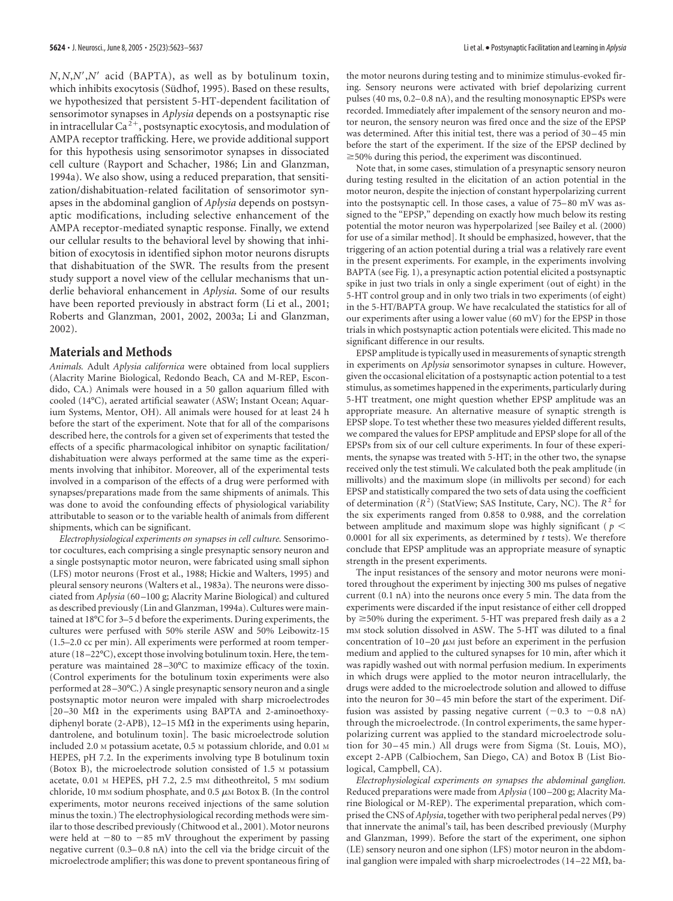$N,N,N',N'$ acid (BAPTA), as well as by botulinum toxin, which inhibits exocytosis (Südhof, 1995). Based on these results, we hypothesized that persistent 5-HT-dependent facilitation of sensorimotor synapses in *Aplysia* depends on a postsynaptic rise in intracellular $Ca^{2+}$, postsynaptic exocytosis, and modulation of AMPA receptor trafficking. Here, we provide additional support for this hypothesis using sensorimotor synapses in dissociated cell culture (Rayport and Schacher, 1986; Lin and Glanzman, 1994a). We also show, using a reduced preparation, that sensitization/dishabituation-related facilitation of sensorimotor synapses in the abdominal ganglion of *Aplysia* depends on postsynaptic modifications, including selective enhancement of the AMPA receptor-mediated synaptic response. Finally, we extend our cellular results to the behavioral level by showing that inhibition of exocytosis in identified siphon motor neurons disrupts that dishabituation of the SWR. The results from the present study support a novel view of the cellular mechanisms that underlie behavioral enhancement in *Aplysia*. Some of our results have been reported previously in abstract form (Li et al., 2001; Roberts and Glanzman, 2001, 2002, 2003a; Li and Glanzman, 2002).

## Materials and Methods

*Animals.* Adult *Aplysia californica* were obtained from local suppliers (Alacrity Marine Biological, Redondo Beach, CA and M-REP, Escondido, CA.) Animals were housed in a 50 gallon aquarium filled with cooled (14°C), aerated artificial seawater (ASW; Instant Ocean; Aquarium Systems, Mentor, OH). All animals were housed for at least 24 h before the start of the experiment. Note that for all of the comparisons described here, the controls for a given set of experiments that tested the effects of a specific pharmacological inhibitor on synaptic facilitation/dishabituation were always performed at the same time as the experiments involving that inhibitor. Moreover, all of the experimental tests involved in a comparison of the effects of a drug were performed with synapses/preparations made from the same shipments of animals. This was done to avoid the confounding effects of physiological variability attributable to season or to the variable health of animals from different shipments, which can be significant.

*Electrophysiological experiments on synapses in cell culture.* Sensorimotor cocultures, each comprising a single presynaptic sensory neuron and a single postsynaptic motor neuron, were fabricated using small siphon (LFS) motor neurons (Frost et al., 1988; Hickie and Walters, 1995) and pleural sensory neurons (Walters et al., 1983a). The neurons were dissociated from *Aplysia* (60–100 g; Alacrity Marine Biological) and cultured as described previously (Lin and Glanzman, 1994a). Cultures were maintained at 18°C for 3–5 d before the experiments. During experiments, the cultures were perfused with 50% sterile ASW and 50% Leibowitz-15 (1.5–2.0 cc per min). All experiments were performed at room temperature (18–22°C), except those involving botulinum toxin. Here, the temperature was maintained 28–30°C to maximize efficacy of the toxin. (Control experiments for the botulinum toxin experiments were also performed at 28–30°C.) A single presynaptic sensory neuron and a single postsynaptic motor neuron were impaled with sharp microelectrodes [20–30 MΩ in the experiments using BAPTA and 2-aminoethoxydiphenyl borate (2-APB), 12–15 MΩ in the experiments using heparin, dantrolene, and botulinum toxin]. The basic microelectrode solution included 2.0 M potassium acetate, 0.5 M potassium chloride, and 0.01 M HEPES, pH 7.2. In the experiments involving type B botulinum toxin (Botox B), the microelectrode solution consisted of 1.5 M potassium acetate, 0.01 M HEPES, pH 7.2, 2.5 mM ditheothreitol, 5 mM sodium chloride, 10 mM sodium phosphate, and 0.5 μM Botox B. (In the control experiments, motor neurons received injections of the same solution minus the toxin.) The electrophysiological recording methods were similar to those described previously (Chitwood et al., 2001). Motor neurons were held at −80 to −85 mV throughout the experiment by passing negative current (0.3–0.8 nA) into the cell via the bridge circuit of the microelectrode amplifier; this was done to prevent spontaneous firing of the motor neurons during testing and to minimize stimulus-evoked firing. Sensory neurons were activated with brief depolarizing current pulses (40 ms, 0.2–0.8 nA), and the resulting monosynaptic EPSPs were recorded. Immediately after impalement of the sensory neuron and motor neuron, the sensory neuron was fired once and the size of the EPSP was determined. After this initial test, there was a period of 30–45 min before the start of the experiment. If the size of the EPSP declined by ≥50% during this period, the experiment was discontinued.

Note that, in some cases, stimulation of a presynaptic sensory neuron during testing resulted in the elicitation of an action potential in the motor neuron, despite the injection of constant hyperpolarizing current into the postsynaptic cell. In those cases, a value of 75–80 mV was assigned to the "EPSP," depending on exactly how much below its resting potential the motor neuron was hyperpolarized [see Bailey et al. (2000) for use of a similar method]. It should be emphasized, however, that the triggering of an action potential during a trial was a relatively rare event in the present experiments. For example, in the experiments involving BAPTA (see Fig. 1), a presynaptic action potential elicited a postsynaptic spike in just two trials in only a single experiment (out of eight) in the 5-HT control group and in only two trials in two experiments (of eight) in the 5-HT/BAPTA group. We have recalculated the statistics for all of our experiments after using a lower value (60 mV) for the EPSP in those trials in which postsynaptic action potentials were elicited. This made no significant difference in our results.

EPSP amplitude is typically used in measurements of synaptic strength in experiments on *Aplysia* sensorimotor synapses in culture. However, given the occasional elicitation of a postsynaptic action potential to a test stimulus, as sometimes happened in the experiments, particularly during 5-HT treatment, one might question whether EPSP amplitude was an appropriate measure. An alternative measure of synaptic strength is EPSP slope. To test whether these two measures yielded different results, we compared the values for EPSP amplitude and EPSP slope for all of the EPSPs from six of our cell culture experiments. In four of these experiments, the synapse was treated with 5-HT; in the other two, the synapse received only the test stimuli. We calculated both the peak amplitude (in millivolts) and the maximum slope (in millivolts per second) for each EPSP and statistically compared the two sets of data using the coefficient of determination ($R^2$) (StatView; SAS Institute, Cary, NC). The $R^2$ for the six experiments ranged from 0.858 to 0.988, and the correlation between amplitude and maximum slope was highly significant ($p < 0.0001$ for all six experiments, as determined by $t$ tests). We therefore conclude that EPSP amplitude was an appropriate measure of synaptic strength in the present experiments.

The input resistances of the sensory and motor neurons were monitored throughout the experiment by injecting 300 ms pulses of negative current (0.1 nA) into the neurons once every 5 min. The data from the experiments were discarded if the input resistance of either cell dropped by ≥50% during the experiment. 5-HT was prepared fresh daily as a 2 mM stock solution dissolved in ASW. The 5-HT was diluted to a final concentration of 10–20 μM just before an experiment in the perfusion medium and applied to the cultured synapses for 10 min, after which it was rapidly washed out with normal perfusion medium. In experiments in which drugs were applied to the motor neuron intracellularly, the drugs were added to the microelectrode solution and allowed to diffuse into the neuron for 30–45 min before the start of the experiment. Diffusion was assisted by passing negative current (−0.3 to −0.8 nA) through the microelectrode. (In control experiments, the same hyperpolarizing current was applied to the standard microelectrode solution for 30–45 min.) All drugs were from Sigma (St. Louis, MO), except 2-APB (Calbiochem, San Diego, CA) and Botox B (List Biological, Campbell, CA).

*Electrophysiological experiments on synapses the abdominal ganglion.* Reduced preparations were made from *Aplysia* (100–200 g; Alacrity Marine Biological or M-REP). The experimental preparation, which comprised the CNS of *Aplysia*, together with two peripheral pedal nerves (P9) that innervate the animal's tail, has been described previously (Murphy and Glanzman, 1999). Before the start of the experiment, one siphon (LE) sensory neuron and one siphon (LFS) motor neuron in the abdominal ganglion were impaled with sharp microelectrodes (14–22 MΩ, ba-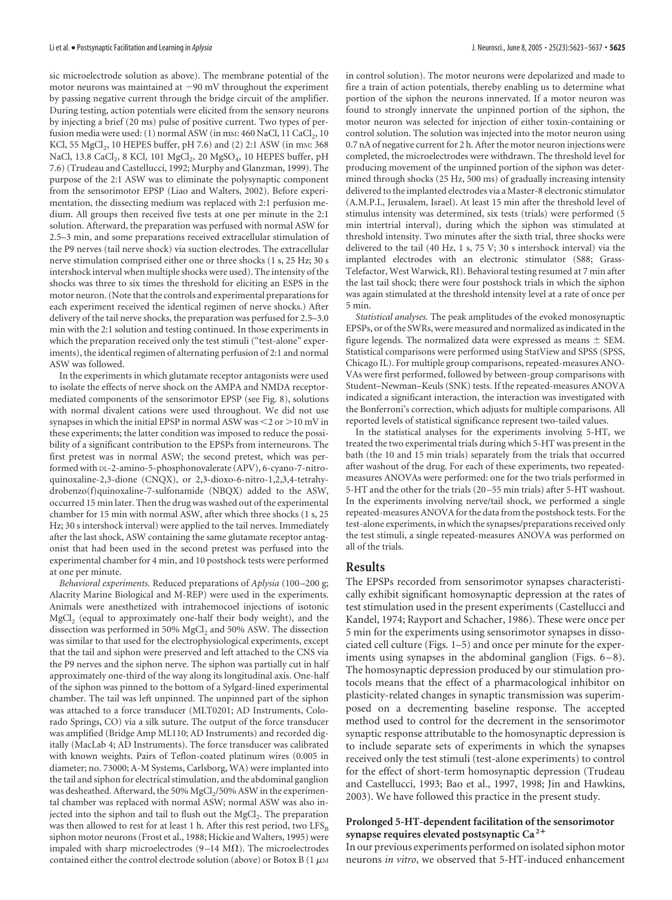sic microelectrode solution as above). The membrane potential of the motor neurons was maintained at −90 mV throughout the experiment by passing negative current through the bridge circuit of the amplifier. During testing, action potentials were elicited from the sensory neurons by injecting a brief (20 ms) pulse of positive current. Two types of perfusion media were used: (1) normal ASW (in mM: 460 NaCl, 11 $CaCl_2$, 10 KCl, 55 $MgCl_2$, 10 HEPES buffer, pH 7.6) and (2) 2:1 ASW (in mM: 368 NaCl, 13.8 $CaCl_2$, 8 KCl, 101 $MgCl_2$, 20 $MgSO_4$, 10 HEPES buffer, pH 7.6) (Trudeau and Castellucci, 1992; Murphy and Glanzman, 1999). The purpose of the 2:1 ASW was to eliminate the polysynaptic component from the sensorimotor EPSP (Liao and Walters, 2002). Before experimentation, the dissecting medium was replaced with 2:1 perfusion medium. All groups then received five tests at one per minute in the 2:1 solution. Afterward, the preparation was perfused with normal ASW for 2.5–3 min, and some preparations received extracellular stimulation of the P9 nerves (tail nerve shock) via suction electrodes. The extracellular nerve stimulation comprised either one or three shocks (1 s, 25 Hz; 30 s intershock interval when multiple shocks were used). The intensity of the shocks was three to six times the threshold for eliciting an ESPS in the motor neuron. (Note that the controls and experimental preparations for each experiment received the identical regimen of nerve shocks.) After delivery of the tail nerve shocks, the preparation was perfused for 2.5–3.0 min with the 2:1 solution and testing continued. In those experiments in which the preparation received only the test stimuli ("test-alone" experiments), the identical regimen of alternating perfusion of 2:1 and normal ASW was followed.

In the experiments in which glutamate receptor antagonists were used to isolate the effects of nerve shock on the AMPA and NMDA receptor-mediated components of the sensorimotor EPSP (see Fig. 8), solutions with normal divalent cations were used throughout. We did not use synapses in which the initial EPSP in normal ASW was <2 or >10 mV in these experiments; the latter condition was imposed to reduce the possibility of a significant contribution to the EPSPs from interneurons. The first pretest was in normal ASW; the second pretest, which was performed with DL-2-amino-5-phosphonovalerate (APV), 6-cyano-7-nitroquinoxaline-2,3-dione (CNQX), or 2,3-dioxo-6-nitro-1,2,3,4-tetrahydrobenzo(f)quinoxaline-7-sulfonamide (NBQX) added to the ASW, occurred 15 min later. Then the drug was washed out of the experimental chamber for 15 min with normal ASW, after which three shocks (1 s, 25 Hz; 30 s intershock interval) were applied to the tail nerves. Immediately after the last shock, ASW containing the same glutamate receptor antagonist that had been used in the second pretest was perfused into the experimental chamber for 4 min, and 10 postshock tests were performed at one per minute.

*Behavioral experiments.* Reduced preparations of *Aplysia* (100–200 g; Alacrity Marine Biological and M-REP) were used in the experiments. Animals were anesthetized with intrahemocoel injections of isotonic $MgCl_2$ (equal to approximately one-half their body weight), and the dissection was performed in 50% $MgCl_2$ and 50% ASW. The dissection was similar to that used for the electrophysiological experiments, except that the tail and siphon were preserved and left attached to the CNS via the P9 nerves and the siphon nerve. The siphon was partially cut in half approximately one-third of the way along its longitudinal axis. One-half of the siphon was pinned to the bottom of a Sylgard-lined experimental chamber. The tail was left unpinned. The unpinned part of the siphon was attached to a force transducer (MLT0201; AD Instruments, Colorado Springs, CO) via a silk suture. The output of the force transducer was amplified (Bridge Amp ML110; AD Instruments) and recorded digitally (MacLab 4; AD Instruments). The force transducer was calibrated with known weights. Pairs of Teflon-coated platinum wires (0.005 in diameter; no. 73000; A-M Systems, Carlsborg, WA) were implanted into the tail and siphon for electrical stimulation, and the abdominal ganglion was desheathed. Afterward, the 50% $MgCl_2$/50% ASW in the experimental chamber was replaced with normal ASW; normal ASW was also injected into the siphon and tail to flush out the $MgCl_2$. The preparation was then allowed to rest for at least 1 h. After this rest period, two $LFS_B$ siphon motor neurons (Frost et al., 1988; Hickie and Walters, 1995) were impaled with sharp microelectrodes (9–14 MΩ). The microelectrodes contained either the control electrode solution (above) or Botox B (1 μM in control solution). The motor neurons were depolarized and made to fire a train of action potentials, thereby enabling us to determine what portion of the siphon the neurons innervated. If a motor neuron was found to strongly innervate the unpinned portion of the siphon, the motor neuron was selected for injection of either toxin-containing or control solution. The solution was injected into the motor neuron using 0.7 nA of negative current for 2 h. After the motor neuron injections were completed, the microelectrodes were withdrawn. The threshold level for producing movement of the unpinned portion of the siphon was determined through shocks (25 Hz, 500 ms) of gradually increasing intensity delivered to the implanted electrodes via a Master-8 electronic stimulator (A.M.P.I., Jerusalem, Israel). At least 15 min after the threshold level of stimulus intensity was determined, six tests (trials) were performed (5 min intertrial interval), during which the siphon was stimulated at threshold intensity. Two minutes after the sixth trial, three shocks were delivered to the tail (40 Hz, 1 s, 75 V; 30 s intershock interval) via the implanted electrodes with an electronic stimulator (S88; Grass-Telefactor, West Warwick, RI). Behavioral testing resumed at 7 min after the last tail shock; there were four postshock trials in which the siphon was again stimulated at the threshold intensity level at a rate of once per 5 min.

*Statistical analyses.* The peak amplitudes of the evoked monosynaptic EPSPs, or of the SWRs, were measured and normalized as indicated in the figure legends. The normalized data were expressed as means ± SEM. Statistical comparisons were performed using StatView and SPSS (SPSS, Chicago IL). For multiple group comparisons, repeated-measures ANOVAs were first performed, followed by between-group comparisons with Student–Newman–Keuls (SNK) tests. If the repeated-measures ANOVA indicated a significant interaction, the interaction was investigated with the Bonferroni's correction, which adjusts for multiple comparisons. All reported levels of statistical significance represent two-tailed values.

In the statistical analyses for the experiments involving 5-HT, we treated the two experimental trials during which 5-HT was present in the bath (the 10 and 15 min trials) separately from the trials that occurred after washout of the drug. For each of these experiments, two repeated-measures ANOVAs were performed: one for the two trials performed in 5-HT and the other for the trials (20–55 min trials) after 5-HT washout. In the experiments involving nerve/tail shock, we performed a single repeated-measures ANOVA for the data from the postshock tests. For the test-alone experiments, in which the synapses/preparations received only the test stimuli, a single repeated-measures ANOVA was performed on all of the trials.

## Results

The EPSPs recorded from sensorimotor synapses characteristically exhibit significant homosynaptic depression at the rates of test stimulation used in the present experiments (Castellucci and Kandel, 1974; Rayport and Schacher, 1986). These were once per 5 min for the experiments using sensorimotor synapses in dissociated cell culture (Figs. 1–5) and once per minute for the experiments using synapses in the abdominal ganglion (Figs. 6–8). The homosynaptic depression produced by our stimulation protocols means that the effect of a pharmacological inhibitor on plasticity-related changes in synaptic transmission was superimposed on a decrementing baseline response. The accepted method used to control for the decrement in the sensorimotor synaptic response attributable to the homosynaptic depression is to include separate sets of experiments in which the synapses received only the test stimuli (test-alone experiments) to control for the effect of short-term homosynaptic depression (Trudeau and Castellucci, 1993; Bao et al., 1997, 1998; Jin and Hawkins, 2003). We have followed this practice in the present study.

### Prolonged 5-HT-dependent facilitation of the sensorimotor synapse requires elevated postsynaptic $Ca^{2+}$

In our previous experiments performed on isolated siphon motor neurons *in vitro*, we observed that 5-HT-induced enhancement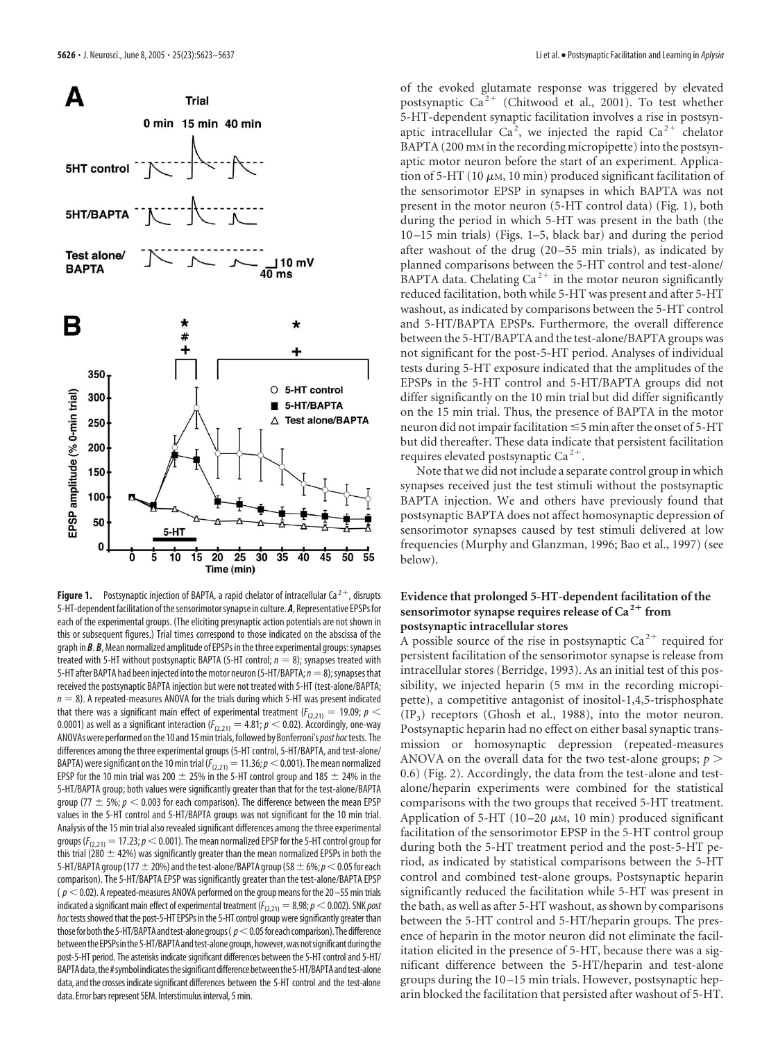of the evoked glutamate response was triggered by elevated postsynaptic $Ca^{2+}$ (Chitwood et al., 2001). To test whether 5-HT-dependent synaptic facilitation involves a rise in postsynaptic intracellular $Ca^2$, we injected the rapid $Ca^{2+}$ chelator BAPTA (200 mM in the recording micropipette) into the postsynaptic motor neuron before the start of an experiment. Application of 5-HT (10 $\mu$M, 10 min) produced significant facilitation of the sensorimotor EPSP in synapses in which BAPTA was not present in the motor neuron (5-HT control data) (Fig. 1), both during the period in which 5-HT was present in the bath (the 10–15 min trials) (Figs. 1–5, black bar) and during the period after washout of the drug (20–55 min trials), as indicated by planned comparisons between the 5-HT control and test-alone/BAPTA data. Chelating $Ca^{2+}$ in the motor neuron significantly reduced facilitation, both while 5-HT was present and after 5-HT washout, as indicated by comparisons between the 5-HT control and 5-HT/BAPTA EPSPs. Furthermore, the overall difference between the 5-HT/BAPTA and the test-alone/BAPTA groups was not significant for the post-5-HT period. Analyses of individual tests during 5-HT exposure indicated that the amplitudes of the EPSPs in the 5-HT control and 5-HT/BAPTA groups did not differ significantly on the 10 min trial but did differ significantly on the 15 min trial. Thus, the presence of BAPTA in the motor neuron did not impair facilitation ≤5 min after the onset of 5-HT but did thereafter. These data indicate that persistent facilitation requires elevated postsynaptic $Ca^{2+}$.

Note that we did not include a separate control group in which synapses received just the test stimuli without the postsynaptic BAPTA injection. We and others have previously found that postsynaptic BAPTA does not affect homosynaptic depression of sensorimotor synapses caused by test stimuli delivered at low frequencies (Murphy and Glanzman, 1996; Bao et al., 1997) (see below).

**Figure 1.** Postsynaptic injection of BAPTA, a rapid chelator of intracellular $Ca^{2+}$, disrupts 5-HT-dependent facilitation of the sensorimotor synapse in culture. ***A***, Representative EPSPs for each of the experimental groups. (The eliciting presynaptic action potentials are not shown in this or subsequent figures.) Trial times correspond to those indicated on the abscissa of the graph in ***B***. ***B***, Mean normalized amplitude of EPSPs in the three experimental groups: synapses treated with 5-HT without postsynaptic BAPTA (5-HT control; $n = 8$); synapses treated with 5-HT after BAPTA had been injected into the motor neuron (5-HT/BAPTA; $n = 8$); synapses that received the postsynaptic BAPTA injection but were not treated with 5-HT (test-alone/BAPTA; $n = 8$). A repeated-measures ANOVA for the trials during which 5-HT was present indicated that there was a significant main effect of experimental treatment ($F_{(2,21)} = 19.09$; $p < 0.0001$) as well as a significant interaction ($F_{(2,21)} = 4.81$; $p < 0.02$). Accordingly, one-way ANOVAs were performed on the 10 and 15 min trials, followed by Bonferroni's *post hoc* tests. The differences among the three experimental groups (5-HT control, 5-HT/BAPTA, and test-alone/BAPTA) were significant on the 10 min trial ($F_{(2,21)} = 11.36$; $p < 0.001$). The mean normalized EPSP for the 10 min trial was 200 ± 25% in the 5-HT control group and 185 ± 24% in the 5-HT/BAPTA group; both values were significantly greater than that for the test-alone/BAPTA group (77 ± 5%; $p < 0.003$ for each comparison). The difference between the mean EPSP values in the 5-HT control and 5-HT/BAPTA groups was not significant for the 10 min trial. Analysis of the 15 min trial also revealed significant differences among the three experimental groups ($F_{(2,21)} = 17.23$; $p < 0.001$). The mean normalized EPSP for the 5-HT control group for this trial (280 ± 42%) was significantly greater than the mean normalized EPSPs in both the 5-HT/BAPTA group (177 ± 20%) and the test-alone/BAPTA group (58 ± 6%; $p < 0.05$ for each comparison). The 5-HT/BAPTA EPSP was significantly greater than the test-alone/BAPTA EPSP ($p < 0.02$). A repeated-measures ANOVA performed on the group means for the 20–55 min trials indicated a significant main effect of experimental treatment ($F_{(2,21)} = 8.98$; $p < 0.002$). SNK *post hoc* tests showed that the post-5-HT EPSPs in the 5-HT control group were significantly greater than those for both the 5-HT/BAPTA and test-alone groups ($p < 0.05$ for each comparison). The difference between the EPSPs in the 5-HT/BAPTA and test-alone groups, however, was not significant during the post-5-HT period. The asterisks indicate significant differences between the 5-HT control and 5-HT/BAPTA data, the # symbol indicates the significant difference between the 5-HT/BAPTA and test-alone data, and the crosses indicate significant differences between the 5-HT control and the test-alone data. Error bars represent SEM. Interstimulus interval, 5 min.

### Evidence that prolonged 5-HT-dependent facilitation of the sensorimotor synapse requires release of $Ca^{2+}$ from postsynaptic intracellular stores

A possible source of the rise in postsynaptic $Ca^{2+}$ required for persistent facilitation of the sensorimotor synapse is release from intracellular stores (Berridge, 1993). As an initial test of this possibility, we injected heparin (5 mM in the recording micropipette), a competitive antagonist of inositol-1,4,5-trisphosphate ($IP_3$) receptors (Ghosh et al., 1988), into the motor neuron. Postsynaptic heparin had no effect on either basal synaptic transmission or homosynaptic depression (repeated-measures ANOVA on the overall data for the two test-alone groups; $p > 0.6$) (Fig. 2). Accordingly, the data from the test-alone and test-alone/heparin experiments were combined for the statistical comparisons with the two groups that received 5-HT treatment. Application of 5-HT (10–20 $\mu$M, 10 min) produced significant facilitation of the sensorimotor EPSP in the 5-HT control group during both the 5-HT treatment period and the post-5-HT period, as indicated by statistical comparisons between the 5-HT control and combined test-alone groups. Postsynaptic heparin significantly reduced the facilitation while 5-HT was present in the bath, as well as after 5-HT washout, as shown by comparisons between the 5-HT control and 5-HT/heparin groups. The presence of heparin in the motor neuron did not eliminate the facilitation elicited in the presence of 5-HT, because there was a significant difference between the 5-HT/heparin and test-alone groups during the 10–15 min trials. However, postsynaptic heparin blocked the facilitation that persisted after washout of 5-HT.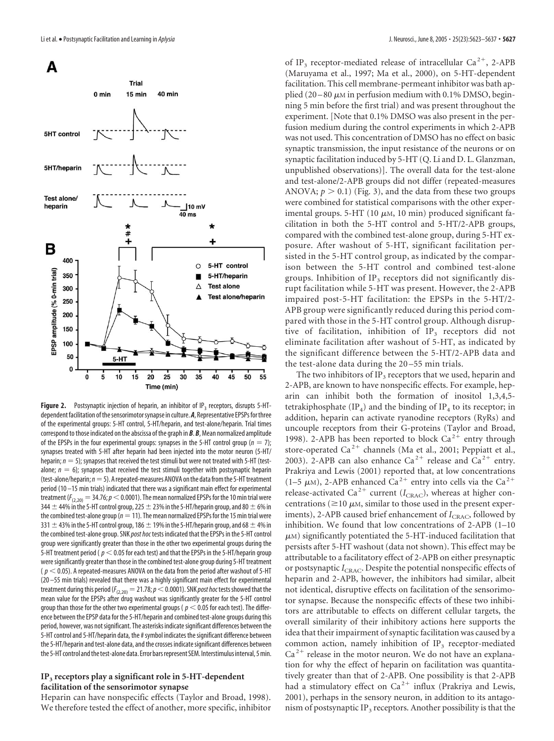**Figure 2.** Postsynaptic injection of heparin, an inhibitor of $IP_3$ receptors, disrupts 5-HT-dependent facilitation of the sensorimotor synapse in culture. ***A***, Representative EPSPs for three of the experimental groups: 5-HT control, 5-HT/heparin, and test-alone/heparin. Trial times correspond to those indicated on the abscissa of the graph in ***B***. ***B***, Mean normalized amplitude of the EPSPs in the four experimental groups: synapses in the 5-HT control group ($n = 7$); synapses treated with 5-HT after heparin had been injected into the motor neuron (5-HT/heparin; $n = 5$); synapses that received the test stimuli but were not treated with 5-HT (test-alone; $n = 6$); synapses that received the test stimuli together with postsynaptic heparin (test-alone/heparin; $n = 5$). A repeated-measures ANOVA on the data from the 5-HT treatment period (10–15 min trials) indicated that there was a significant main effect for experimental treatment ($F_{(2,20)} = 34.76$; $p < 0.0001$). The mean normalized EPSPs for the 10 min trial were 344 ± 44% in the 5-HT control group, 225 ± 23% in the 5-HT/heparin group, and 80 ± 6% in the combined test-alone group ($n = 11$). The mean normalized EPSPs for the 15 min trial were 331 ± 43% in the 5-HT control group, 186 ± 19% in the 5-HT/heparin group, and 68 ± 4% in the combined test-alone group. SNK *post hoc* tests indicated that the EPSPs in the 5-HT control group were significantly greater than those in the other two experimental groups during the 5-HT treatment period ($p < 0.05$ for each test) and that the EPSPs in the 5-HT/heparin group were significantly greater than those in the combined test-alone group during 5-HT treatment ($p < 0.05$). A repeated-measures ANOVA on the data from the period after washout of 5-HT (20–55 min trials) revealed that there was a highly significant main effect for experimental treatment during this period ($F_{(2,20)} = 21.78$; $p < 0.0001$). SNK *post hoc* tests showed that the mean value for the EPSPs after drug washout was significantly greater for the 5-HT control group than those for the other two experimental groups ($p < 0.05$ for each test). The difference between the EPSP data for the 5-HT/heparin and combined test-alone groups during this period, however, was not significant. The asterisks indicate significant differences between the 5-HT control and 5-HT/heparin data, the # symbol indicates the significant difference between the 5-HT/heparin and test-alone data, and the crosses indicate significant differences between the 5-HT control and the test-alone data. Error bars represent SEM. Interstimulus interval, 5 min.

### $IP_3$ receptors play a significant role in 5-HT-dependent facilitation of the sensorimotor synapse

Heparin can have nonspecific effects (Taylor and Broad, 1998). We therefore tested the effect of another, more specific, inhibitor of $IP_3$ receptor-mediated release of intracellular $Ca^{2+}$, 2-APB (Maruyama et al., 1997; Ma et al., 2000), on 5-HT-dependent facilitation. This cell membrane-permeant inhibitor was bath applied (20–80 $\mu$M in perfusion medium with 0.1% DMSO, beginning 5 min before the first trial) and was present throughout the experiment. [Note that 0.1% DMSO was also present in the perfusion medium during the control experiments in which 2-APB was not used. This concentration of DMSO has no effect on basic synaptic transmission, the input resistance of the neurons or on synaptic facilitation induced by 5-HT (Q. Li and D. L. Glanzman, unpublished observations)]. The overall data for the test-alone and test-alone/2-APB groups did not differ (repeated-measures ANOVA; $p > 0.1$) (Fig. 3), and the data from these two groups were combined for statistical comparisons with the other experimental groups. 5-HT (10 $\mu$M, 10 min) produced significant facilitation in both the 5-HT control and 5-HT/2-APB groups, compared with the combined test-alone group, during 5-HT exposure. After washout of 5-HT, significant facilitation persisted in the 5-HT control group, as indicated by the comparison between the 5-HT control and combined test-alone groups. Inhibition of $IP_3$ receptors did not significantly disrupt facilitation while 5-HT was present. However, the 2-APB impaired post-5-HT facilitation: the EPSPs in the 5-HT/2-APB group were significantly reduced during this period compared with those in the 5-HT control group. Although disruptive of facilitation, inhibition of $IP_3$ receptors did not eliminate facilitation after washout of 5-HT, as indicated by the significant difference between the 5-HT/2-APB data and the test-alone data during the 20–55 min trials.

The two inhibitors of $IP_3$ receptors that we used, heparin and 2-APB, are known to have nonspecific effects. For example, heparin can inhibit both the formation of inositol 1,3,4,5-tetrakiphosphate ($IP_4$) and the binding of $IP_4$ to its receptor; in addition, heparin can activate ryanodine receptors (RyRs) and uncouple receptors from their G-proteins (Taylor and Broad, 1998). 2-APB has been reported to block $Ca^{2+}$ entry through store-operated $Ca^{2+}$ channels (Ma et al., 2001; Peppiatt et al., 2003). 2-APB can also enhance $Ca^{2+}$ release and $Ca^{2+}$ entry. Prakriya and Lewis (2001) reported that, at low concentrations (1–5 $\mu$M), 2-APB enhanced $Ca^{2+}$ entry into cells via the $Ca^{2+}$ release-activated $Ca^{2+}$ current ($I_{CRAC}$), whereas at higher concentrations (≥10 $\mu$M, similar to those used in the present experiments), 2-APB caused brief enhancement of $I_{CRAC}$, followed by inhibition. We found that low concentrations of 2-APB (1–10 $\mu$M) significantly potentiated the 5-HT-induced facilitation that persists after 5-HT washout (data not shown). This effect may be attributable to a facilitatory effect of 2-APB on either presynaptic or postsynaptic $I_{CRAC}$. Despite the potential nonspecific effects of heparin and 2-APB, however, the inhibitors had similar, albeit not identical, disruptive effects on facilitation of the sensorimotor synapse. Because the nonspecific effects of these two inhibitors are attributable to effects on different cellular targets, the overall similarity of their inhibitory actions here supports the idea that their impairment of synaptic facilitation was caused by a common action, namely inhibition of $IP_3$ receptor-mediated $Ca^{2+}$ release in the motor neuron. We do not have an explanation for why the effect of heparin on facilitation was quantitatively greater than that of 2-APB. One possibility is that 2-APB had a stimulatory effect on $Ca^{2+}$ influx (Prakriya and Lewis, 2001), perhaps in the sensory neuron, in addition to its antagonism of postsynaptic $IP_3$ receptors. Another possibility is that the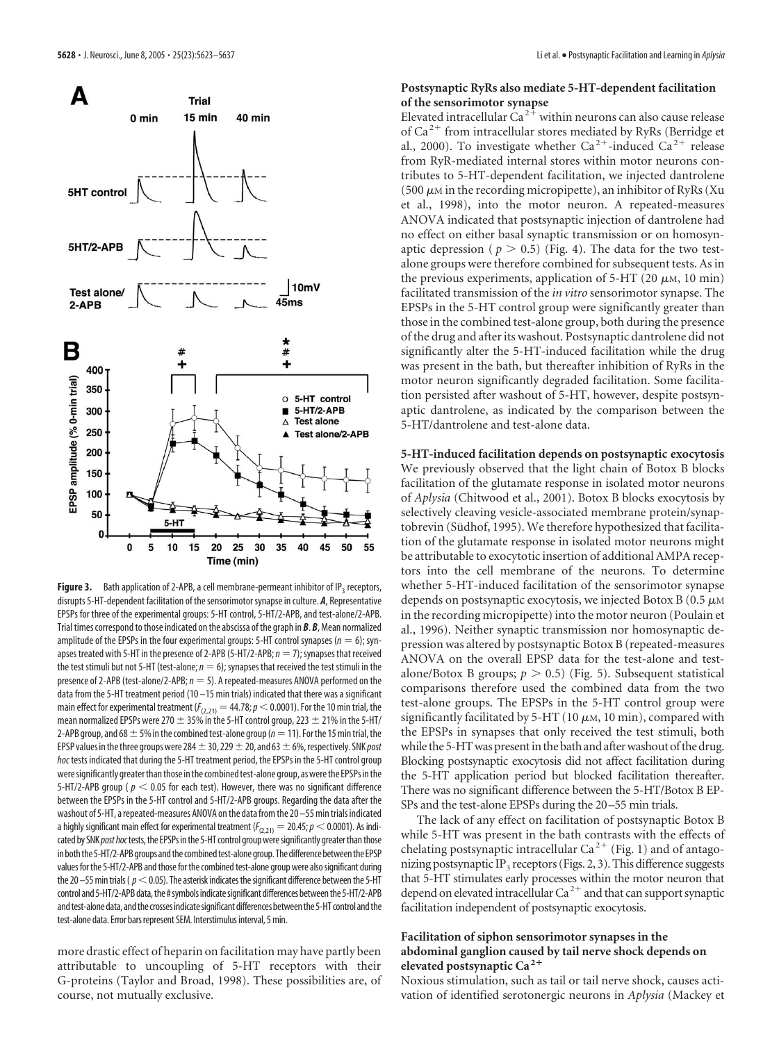**Figure 3.** Bath application of 2-APB, a cell membrane-permeant inhibitor of $IP_3$ receptors, disrupts 5-HT-dependent facilitation of the sensorimotor synapse in culture. ***A***, Representative EPSPs for three of the experimental groups: 5-HT control, 5-HT/2-APB, and test-alone/2-APB. Trial times correspond to those indicated on the abscissa of the graph in ***B***. ***B***, Mean normalized amplitude of the EPSPs in the four experimental groups: 5-HT control synapses ($n = 6$); synapses treated with 5-HT in the presence of 2-APB (5-HT/2-APB; $n = 7$); synapses that received the test stimuli but not 5-HT (test-alone; $n = 6$); synapses that received the test stimuli in the presence of 2-APB (test-alone/2-APB; $n = 5$). A repeated-measures ANOVA performed on the data from the 5-HT treatment period (10–15 min trials) indicated that there was a significant main effect for experimental treatment ($F_{(2,21)} = 44.78$; $p < 0.0001$). For the 10 min trial, the mean normalized EPSPs were 270 ± 35% in the 5-HT control group, 223 ± 21% in the 5-HT/2-APB group, and 68 ± 5% in the combined test-alone group ($n = 11$). For the 15 min trial, the EPSP values in the three groups were 284 ± 30, 229 ± 20, and 63 ± 6%, respectively. SNK *post hoc* tests indicated that during the 5-HT treatment period, the EPSPs in the 5-HT control group were significantly greater than those in the combined test-alone group, as were the EPSPs in the 5-HT/2-APB group ($p < 0.05$ for each test). However, there was no significant difference between the EPSPs in the 5-HT control and 5-HT/2-APB groups. Regarding the data after the washout of 5-HT, a repeated-measures ANOVA on the data from the 20–55 min trials indicated a highly significant main effect for experimental treatment ($F_{(2,21)} = 20.45$; $p < 0.0001$). As indicated by SNK *post hoc* tests, the EPSPs in the 5-HT control group were significantly greater than those in both the 5-HT/2-APB groups and the combined test-alone group. The difference between the EPSP values for the 5-HT/2-APB and those for the combined test-alone group were also significant during the 20–55 min trials ($p < 0.05$). The asterisk indicates the significant difference between the 5-HT control and 5-HT/2-APB data, the # symbols indicate significant differences between the 5-HT/2-APB and test-alone data, and the crosses indicate significant differences between the 5-HT control and the test-alone data. Error bars represent SEM. Interstimulus interval, 5 min.

more drastic effect of heparin on facilitation may have partly been attributable to uncoupling of 5-HT receptors with their G-proteins (Taylor and Broad, 1998). These possibilities are, of course, not mutually exclusive.

#### Postsynaptic RyRs also mediate 5-HT-dependent facilitation of the sensorimotor synapse

Elevated intracellular $Ca^{2+}$ within neurons can also cause release of $Ca^{2+}$ from intracellular stores mediated by RyRs (Berridge et al., 2000). To investigate whether $Ca^{2+}$-induced $Ca^{2+}$ release from RyR-mediated internal stores within motor neurons contributes to 5-HT-dependent facilitation, we injected dantrolene (500 $\mu$M in the recording micropipette), an inhibitor of RyRs (Xu et al., 1998), into the motor neuron. A repeated-measures ANOVA indicated that postsynaptic injection of dantrolene had no effect on either basal synaptic transmission or on homosynaptic depression ($p > 0.5$) (Fig. 4). The data for the two test-alone groups were therefore combined for subsequent tests. As in the previous experiments, application of 5-HT (20 $\mu$M, 10 min) facilitated transmission of the *in vitro* sensorimotor synapse. The EPSPs in the 5-HT control group were significantly greater than those in the combined test-alone group, both during the presence of the drug and after its washout. Postsynaptic dantrolene did not significantly alter the 5-HT-induced facilitation while the drug was present in the bath, but thereafter inhibition of RyRs in the motor neuron significantly degraded facilitation. Some facilitation persisted after washout of 5-HT, however, despite postsynaptic dantrolene, as indicated by the comparison between the 5-HT/dantrolene and test-alone data.

#### 5-HT-induced facilitation depends on postsynaptic exocytosis

We previously observed that the light chain of Botox B blocks facilitation of the glutamate response in isolated motor neurons of *Aplysia* (Chitwood et al., 2001). Botox B blocks exocytosis by selectively cleaving vesicle-associated membrane protein/synaptobrevin (Südhof, 1995). We therefore hypothesized that facilitation of the glutamate response in isolated motor neurons might be attributable to exocytotic insertion of additional AMPA receptors into the cell membrane of the neurons. To determine whether 5-HT-induced facilitation of the sensorimotor synapse depends on postsynaptic exocytosis, we injected Botox B (0.5 $\mu$M in the recording micropipette) into the motor neuron (Poulain et al., 1996). Neither synaptic transmission nor homosynaptic depression was altered by postsynaptic Botox B (repeated-measures ANOVA on the overall EPSP data for the test-alone and test-alone/Botox B groups; $p > 0.5$) (Fig. 5). Subsequent statistical comparisons therefore used the combined data from the two test-alone groups. The EPSPs in the 5-HT control group were significantly facilitated by 5-HT (10 $\mu$M, 10 min), compared with the EPSPs in synapses that only received the test stimuli, both while the 5-HT was present in the bath and after washout of the drug. Blocking postsynaptic exocytosis did not affect facilitation during the 5-HT application period but blocked facilitation thereafter. There was no significant difference between the 5-HT/Botox B EPSPs and the test-alone EPSPs during the 20–55 min trials.

The lack of any effect on facilitation of postsynaptic Botox B while 5-HT was present in the bath contrasts with the effects of chelating postsynaptic intracellular $Ca^{2+}$ (Fig. 1) and of antagonizing postsynaptic $IP_3$ receptors (Figs. 2, 3). This difference suggests that 5-HT stimulates early processes within the motor neuron that depend on elevated intracellular $Ca^{2+}$ and that can support synaptic facilitation independent of postsynaptic exocytosis.

#### Facilitation of siphon sensorimotor synapses in the abdominal ganglion caused by tail nerve shock depends on elevated postsynaptic $Ca^{2+}$

Noxious stimulation, such as tail or tail nerve shock, causes activation of identified serotonergic neurons in *Aplysia* (Mackey et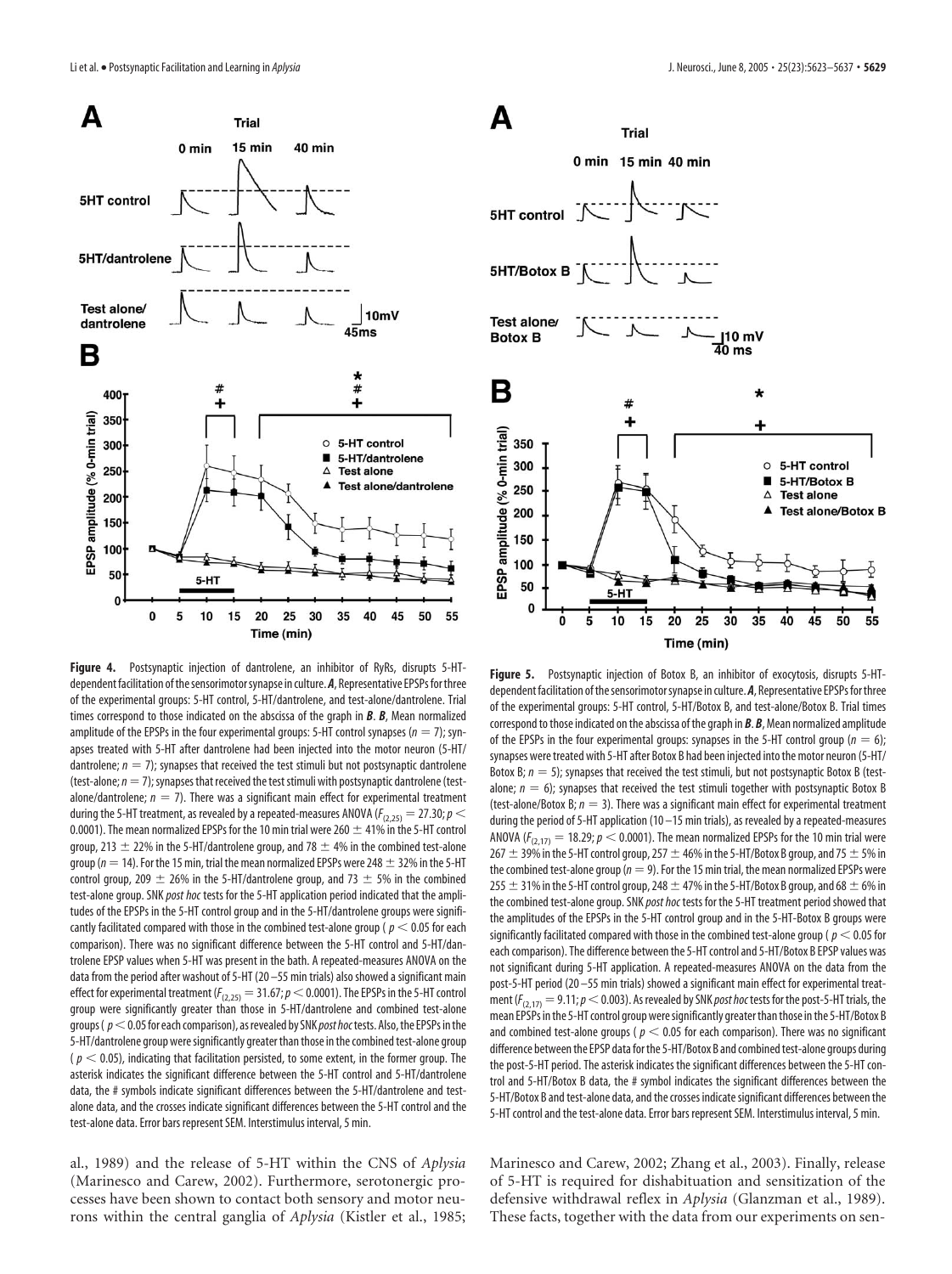**Figure 4.** Postsynaptic injection of dantrolene, an inhibitor of RyRs, disrupts 5-HT-dependent facilitation of the sensorimotor synapse in culture. ***A***, Representative EPSPs for three of the experimental groups: 5-HT control, 5-HT/dantrolene, and test-alone/dantrolene. Trial times correspond to those indicated on the abscissa of the graph in ***B***. ***B***, Mean normalized amplitude of the EPSPs in the four experimental groups: 5-HT control synapses ($n = 7$); synapses treated with 5-HT after dantrolene had been injected into the motor neuron (5-HT/dantrolene; $n = 7$); synapses that received the test stimuli but not postsynaptic dantrolene (test-alone; $n = 7$); synapses that received the test stimuli with postsynaptic dantrolene (test-alone/dantrolene; $n = 7$). There was a significant main effect for experimental treatment during the 5-HT treatment, as revealed by a repeated-measures ANOVA ($F_{(2,25)} = 27.30$; $p < 0.0001$). The mean normalized EPSPs for the 10 min trial were 260 ± 41% in the 5-HT control group, 213 ± 22% in the 5-HT/dantrolene group, and 78 ± 4% in the combined test-alone group ($n = 14$). For the 15 min, trial the mean normalized EPSPs were 248 ± 32% in the 5-HT control group, 209 ± 26% in the 5-HT/dantrolene group, and 73 ± 5% in the combined test-alone group. SNK *post hoc* tests for the 5-HT application period indicated that the amplitudes of the EPSPs in the 5-HT control group and in the 5-HT/dantrolene group were significantly facilitated compared with those in the combined test-alone group ($p < 0.05$ for each comparison). There was no significant difference between the 5-HT control and 5-HT/dantrolene EPSP values when 5-HT was present in the bath. A repeated-measures ANOVA on the data from the period after washout of 5-HT (20–55 min trials) also showed a significant main effect for experimental treatment ($F_{(2,25)} = 31.67$; $p < 0.0001$). The EPSPs in the 5-HT control group were significantly greater than those in 5-HT/dantrolene and combined test-alone groups ($p < 0.05$ for each comparison), as revealed by SNK *post hoc* tests. Also, the EPSPs in the 5-HT/dantrolene group were significantly greater than those in the combined test-alone group ($p < 0.05$), indicating that facilitation persisted, to some extent, in the former group. The asterisk indicates the significant difference between the 5-HT control and 5-HT/dantrolene data, the # symbols indicate significant differences between the 5-HT/dantrolene and test-alone data, and the crosses indicate significant differences between the 5-HT control and the test-alone data. Error bars represent SEM. Interstimulus interval, 5 min.

**Figure 5.** Postsynaptic injection of Botox B, an inhibitor of exocytosis, disrupts 5-HT-dependent facilitation of the sensorimotor synapse in culture. ***A***, Representative EPSPs for three of the experimental groups: 5-HT control, 5-HT/Botox B, and test-alone/Botox B. Trial times correspond to those indicated on the abscissa of the graph in ***B***. ***B***, Mean normalized amplitude of the EPSPs in the four experimental groups: synapses in the 5-HT control group ($n = 6$); synapses were treated with 5-HT after Botox B had been injected into the motor neuron (5-HT/Botox B; $n = 5$); synapses that received the test stimuli, but not postsynaptic Botox B (test-alone; $n = 6$); synapses that received the test stimuli together with postsynaptic Botox B (test-alone/Botox B; $n = 3$). There was a significant main effect for experimental treatment during the period of 5-HT application (10–15 min trials), as revealed by a repeated-measures ANOVA ($F_{(2,17)} = 18.29$; $p < 0.0001$). The mean normalized EPSPs for the 10 min trial were 267 ± 39% in the 5-HT control group, 257 ± 46% in the 5-HT/Botox B group, and 75 ± 5% in the combined test-alone group ($n = 9$). For the 15 min trial, the mean normalized EPSPs were 255 ± 31% in the 5-HT control group, 248 ± 47% in the 5-HT/Botox B group, and 68 ± 6% in the combined test-alone group. SNK *post hoc* tests for the 5-HT treatment period showed that the amplitudes of the EPSPs in the 5-HT control and in the 5-HT-Botox B groups were significantly facilitated compared with those in the combined test-alone group ($p < 0.05$ for each comparison). The difference between the 5-HT control and 5-HT/Botox B EPSP values was not significant during 5-HT application. A repeated-measures ANOVA on the data from the post-5-HT period (20–55 min trials) showed a significant main effect for experimental treatment ($F_{(2,17)} = 9.11$; $p < 0.003$). As revealed by SNK *post hoc* tests for the post-5-HT trials, the mean EPSPs in the 5-HT control group were significantly greater than those in the 5-HT/Botox B and combined test-alone groups ($p < 0.05$ for each comparison). There was no significant difference between the EPSP data for the 5-HT/Botox B and combined test-alone groups during the post-5-HT period. The asterisk indicates the significant differences between the 5-HT control and 5-HT/Botox B data, the # symbol indicates the significant differences between the 5-HT/Botox B and test-alone data, and the crosses indicate significant differences between the 5-HT control and the test-alone data. Error bars represent SEM. Interstimulus interval, 5 min.

al., 1989) and the release of 5-HT within the CNS of *Aplysia* (Marinesco and Carew, 2002). Furthermore, serotonergic processes have been shown to contact both sensory and motor neurons within the central ganglia of *Aplysia* (Kistler et al., 1985; Marinesco and Carew, 2002; Zhang et al., 2003). Finally, release of 5-HT is required for dishabituation and sensitization of the defensive withdrawal reflex in *Aplysia* (Glanzman et al., 1989). These facts, together with the data from our experiments on sen-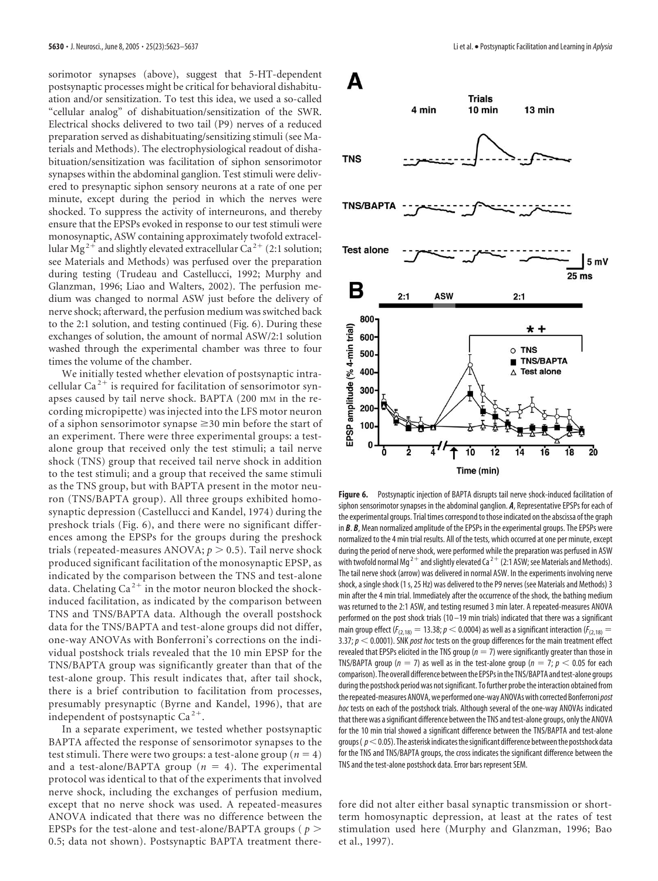sorimotor synapses (above), suggest that 5-HT-dependent postsynaptic processes might be critical for behavioral dishabituation and/or sensitization. To test this idea, we used a so-called "cellular analog" of dishabituation/sensitization of the SWR. Electrical shocks delivered to two tail (P9) nerves of a reduced preparation served as dishabituating/sensitizing stimuli (see Materials and Methods). The electrophysiological readout of dishabituation/sensitization was facilitation of siphon sensorimotor synapses within the abdominal ganglion. Test stimuli were delivered to presynaptic siphon sensory neurons at a rate of one per minute, except during the period in which the nerves were shocked. To suppress the activity of interneurons, and thereby ensure that the EPSPs evoked in response to our test stimuli were monosynaptic, ASW containing approximately twofold extracellular $Mg^{2+}$ and slightly elevated extracellular $Ca^{2+}$ (2:1 solution; see Materials and Methods) was perfused over the preparation during testing (Trudeau and Castellucci, 1992; Murphy and Glanzman, 1996; Liao and Walters, 2002). The perfusion medium was changed to normal ASW just before the delivery of nerve shock; afterward, the perfusion medium was switched back to the 2:1 solution, and testing continued (Fig. 6). During these exchanges of solution, the amount of normal ASW/2:1 solution washed through the experimental chamber was three to four times the volume of the chamber.

We initially tested whether elevation of postsynaptic intracellular $Ca^{2+}$ is required for facilitation of sensorimotor synapses caused by tail nerve shock. BAPTA (200 mM in the recording micropipette) was injected into the LFS motor neuron of a siphon sensorimotor synapse ≥30 min before the start of an experiment. There were three experimental groups: a test-alone group that received only the test stimuli; a tail nerve shock (TNS) group that received tail nerve shock in addition to the test stimuli; and a group that received the same stimuli as the TNS group, but with BAPTA present in the motor neuron (TNS/BAPTA group). All three groups exhibited homosynaptic depression (Castellucci and Kandel, 1974) during the preshock trials (Fig. 6), and there were no significant differences among the EPSPs for the groups during the preshock trials (repeated-measures ANOVA; $p > 0.5$). Tail nerve shock produced significant facilitation of the monosynaptic EPSP, as indicated by the comparison between the TNS and test-alone data. Chelating $Ca^{2+}$ in the motor neuron blocked the shock-induced facilitation, as indicated by the comparison between TNS and TNS/BAPTA data. Although the overall postshock data for the TNS/BAPTA and test-alone groups did not differ, one-way ANOVAs with Bonferroni's corrections on the individual postshock trials revealed that the 10 min EPSP for the TNS/BAPTA group was significantly greater than that of the test-alone group. This result indicates that, after tail shock, there is a brief contribution to facilitation from processes, presumably presynaptic (Byrne and Kandel, 1996), that are independent of postsynaptic $Ca^{2+}$.

In a separate experiment, we tested whether postsynaptic BAPTA affected the response of sensorimotor synapses to the test stimuli. There were two groups: a test-alone group ($n = 4$) and a test-alone/BAPTA group ($n = 4$). The experimental protocol was identical to that of the experiments that involved nerve shock, including the exchanges of perfusion medium, except that no nerve shock was used. A repeated-measures ANOVA indicated that there was no difference between the EPSPs for the test-alone and test-alone/BAPTA groups ($p > 0.5$; data not shown). Postsynaptic BAPTA treatment therefore did not alter either basal synaptic transmission or short-term homosynaptic depression, at least at the rates of test stimulation used here (Murphy and Glanzman, 1996; Bao et al., 1997).

**Figure 6.** Postsynaptic injection of BAPTA disrupts tail nerve shock-induced facilitation of siphon sensorimotor synapses in the abdominal ganglion. ***A***, Representative EPSPs for each of the experimental groups. Trial times correspond to those indicated on the abscissa of the graph in ***B***. ***B***, Mean normalized amplitude of the EPSPs in the experimental groups. The EPSPs were normalized to the 4 min trial results. All of the tests, which occurred at one per minute, except during the period of nerve shock, were performed while the preparation was perfused in ASW with twofold normal $Mg^{2+}$ and slightly elevated $Ca^{2+}$ (2:1 ASW; see Materials and Methods). The tail nerve shock (arrow) was delivered in normal ASW. In the experiments involving nerve shock, a single shock (1 s, 25 Hz) was delivered to the P9 nerves (see Materials and Methods) 3 min after the 4 min trial. Immediately after the occurrence of the shock, the bathing medium was returned to the 2:1 ASW, and testing resumed 3 min later. A repeated-measures ANOVA performed on the post shock trials (10–19 min trials) indicated that there was a significant main group effect ($F_{(2,18)} = 13.38$; $p < 0.0004$) as well as a significant interaction ($F_{(2,18)} = 3.37$; $p < 0.0001$). SNK *post hoc* tests on the group differences for the main treatment effect revealed that EPSPs elicited in the TNS group ($n = 7$) were significantly greater than those in TNS/BAPTA group ($n = 7$) as well as in the test-alone group ($n = 7$; $p < 0.05$ for each comparison). The overall difference between the EPSPs in the TNS/BAPTA and test-alone groups during the postshock period was not significant. To further probe the interaction obtained from the repeated-measures ANOVA, we performed one-way ANOVAs with corrected Bonferroni *post hoc* tests on each of the postshock trials. Although several of the one-way ANOVAs indicated that there was a significant difference between the TNS and test-alone groups, only the ANOVA for the 10 min trial showed a significant difference between the TNS/BAPTA and test-alone groups ($p < 0.05$). The asterisk indicates the significant difference between the postshock data for the TNS and TNS/BAPTA groups, the cross indicates the significant difference between the TNS and the test-alone postshock data. Error bars represent SEM.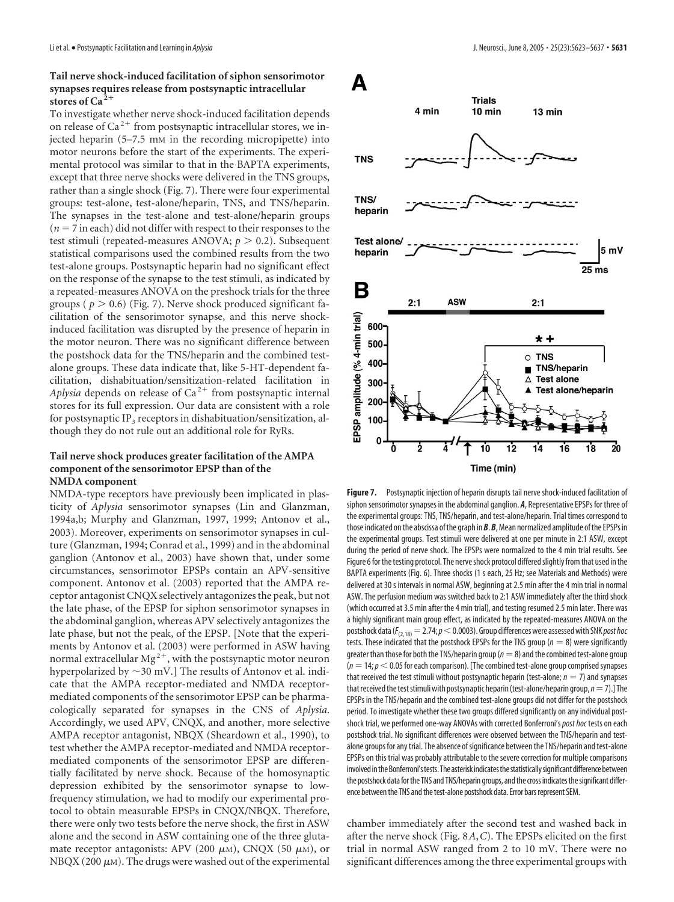### Tail nerve shock-induced facilitation of siphon sensorimotor synapses requires release from postsynaptic intracellular stores of $Ca^{2+}$

To investigate whether nerve shock-induced facilitation depends on release of $Ca^{2+}$ from postsynaptic intracellular stores, we injected heparin (5–7.5 mM in the recording micropipette) into motor neurons before the start of the experiments. The experimental protocol was similar to that in the BAPTA experiments, except that three nerve shocks were delivered in the TNS groups, rather than a single shock (Fig. 7). There were four experimental groups: test-alone, test-alone/heparin, TNS, and TNS/heparin. The synapses in the test-alone and test-alone/heparin groups ($n = 7$ in each) did not differ with respect to their responses to the test stimuli (repeated-measures ANOVA; $p > 0.2$). Subsequent statistical comparisons used the combined results from the two test-alone groups. Postsynaptic heparin had no significant effect on the response of the synapse to the test stimuli, as indicated by a repeated-measures ANOVA on the preshock trials for the three groups ($p > 0.6$) (Fig. 7). Nerve shock produced significant facilitation of the sensorimotor synapse, and this nerve shock-induced facilitation was disrupted by the presence of heparin in the motor neuron. There was no significant difference between the postshock data for the TNS/heparin and the combined test-alone groups. These data indicate that, like 5-HT-dependent facilitation, dishabituation/sensitization-related facilitation in *Aplysia* depends on release of $Ca^{2+}$ from postsynaptic internal stores for its full expression. Our data are consistent with a role for postsynaptic $IP_3$ receptors in dishabituation/sensitization, although they do not rule out an additional role for RyRs.

### Tail nerve shock produces greater facilitation of the AMPA component of the sensorimotor EPSP than of the NMDA component

NMDA-type receptors have previously been implicated in plasticity of *Aplysia* sensorimotor synapses (Lin and Glanzman, 1994a,b; Murphy and Glanzman, 1997, 1999; Antonov et al., 2003). Moreover, experiments on sensorimotor synapses in culture (Glanzman, 1994; Conrad et al., 1999) and in the abdominal ganglion (Antonov et al., 2003) have shown that, under some circumstances, sensorimotor EPSPs contain an APV-sensitive component. Antonov et al. (2003) reported that the AMPA receptor antagonist CNQX selectively antagonizes the peak, but not the late phase, of the EPSP for siphon sensorimotor synapses in the abdominal ganglion, whereas APV selectively antagonizes the late phase, but not the peak, of the EPSP. [Note that the experiments by Antonov et al. (2003) were performed in ASW having normal extracellular $Mg^{2+}$, with the postsynaptic motor neuron hyperpolarized by ~30 mV.] The results of Antonov et al. indicate that the AMPA receptor-mediated and NMDA receptor-mediated components of the sensorimotor EPSP can be pharmacologically separated for synapses in the CNS of *Aplysia*. Accordingly, we used APV, CNQX, and another, more selective AMPA receptor antagonist, NBQX (Sheardown et al., 1990), to test whether the AMPA receptor-mediated and NMDA receptor-mediated components of the sensorimotor EPSP are differentially facilitated by nerve shock. Because of the homosynaptic depression exhibited by the sensorimotor synapse to low-frequency stimulation, we had to modify our experimental protocol to obtain measurable EPSPs in CNQX/NBQX. Therefore, there were only two tests before the nerve shock, the first in ASW alone and the second in ASW containing one of the three glutamate receptor antagonists: APV (200 μM), CNQX (50 μM), or NBQX (200 μM). The drugs were washed out of the experimental chamber immediately after the second test and washed back in after the nerve shock (Fig. 8*A*,*C*). The EPSPs elicited on the first trial in normal ASW ranged from 2 to 10 mV. There were no significant differences among the three experimental groups with

**Figure 7.** Postsynaptic injection of heparin disrupts tail nerve shock-induced facilitation of siphon sensorimotor synapses in the abdominal ganglion. ***A***, Representative EPSPs for three of the experimental groups: TNS, TNS/heparin, and test-alone/heparin. Trial times correspond to those indicated on the abscissa of the graph in ***B***. ***B***, Mean normalized amplitude of the EPSPs in the experimental groups. Test stimuli were delivered at one per minute in 2:1 ASW, except during the period of nerve shock. The EPSPs were normalized to the 4 min trial results. See Figure 6 for the testing protocol. The nerve shock protocol differed slightly from that used in the BAPTA experiments (Fig. 6). Three shocks (1 s each, 25 Hz; see Materials and Methods) were delivered at 30 s intervals in normal ASW, beginning at 2.5 min after the 4 min trial in normal ASW. The perfusion medium was switched back to 2:1 ASW immediately after the third shock (which occurred at 3.5 min after the 4 min trial), and testing resumed 2.5 min later. There was a highly significant main group effect, as indicated by the repeated-measures ANOVA on the postshock data ($F_{(2,18)} = 2.74$; $p < 0.0003$). Group differences were assessed with SNK *post hoc* tests. These indicated that the postshock EPSPs for the TNS group ($n = 8$) were significantly greater than those for both the TNS/heparin group ($n = 8$) and the combined test-alone group ($n = 14$; $p < 0.05$ for each comparison). [The combined test-alone group comprised synapses that received the test stimuli without postsynaptic heparin (test-alone; $n = 7$) and synapses that received the test stimuli with postsynaptic heparin (test-alone/heparin group, $n = 7$).] The EPSPs in the TNS/heparin and the combined test-alone groups did not differ for the postshock period. To investigate whether these two groups differed significantly on any individual postshock trial, we performed one-way ANOVAs with corrected Bonferroni's *post hoc* tests on each postshock trial. No significant differences were observed between the TNS/heparin and test-alone groups for any trial. The absence of significance between the TNS/heparin and test-alone EPSPs on this trial was probably attributable to the severe correction for multiple comparisons involved in the Bonferroni's tests. The asterisk indicates the statistically significant difference between the postshock data for the TNS and TNS/heparin groups, and the cross indicates the significant difference between the TNS and the test-alone postshock data. Error bars represent SEM.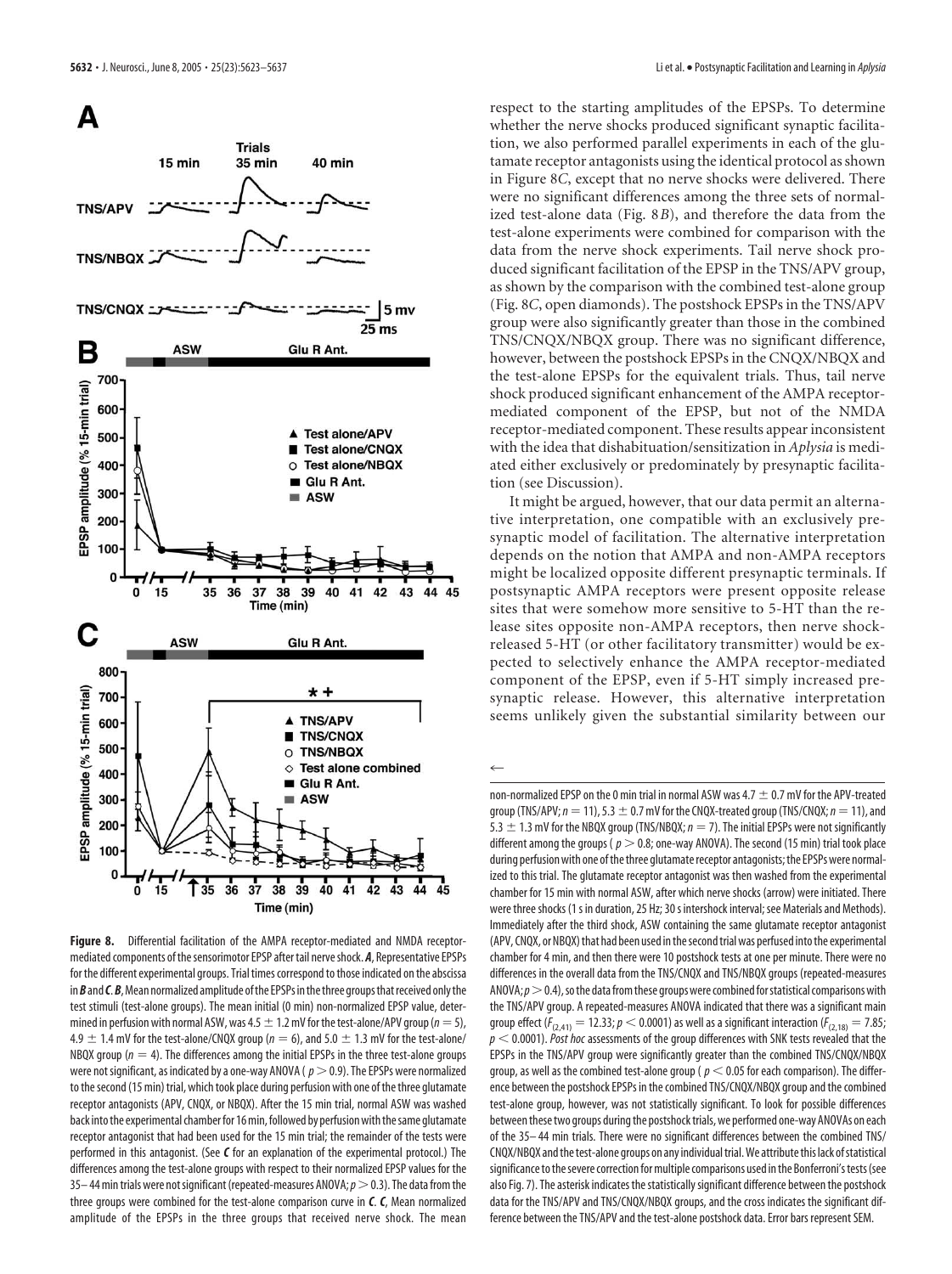respect to the starting amplitudes of the EPSPs. To determine whether the nerve shocks produced significant synaptic facilitation, we also performed parallel experiments in each of the glutamate receptor antagonists using the identical protocol as shown in Figure 8*C*, except that no nerve shocks were delivered. There were no significant differences among the three sets of normalized test-alone data (Fig. 8*B*), and therefore the data from the test-alone experiments were combined for comparison with the data from the nerve shock experiments. Tail nerve shock produced significant facilitation of the EPSP in the TNS/APV group, as shown by the comparison with the combined test-alone group (Fig. 8*C*, open diamonds). The postshock EPSPs in the TNS/APV group were also significantly greater than those in the combined TNS/CNQX/NBQX group. There was no significant difference, however, between the postshock EPSPs in the CNQX/NBQX and the test-alone EPSPs for the equivalent trials. Thus, tail nerve shock produced significant enhancement of the AMPA receptor-mediated component of the EPSP, but not of the NMDA receptor-mediated component. These results appear inconsistent with the idea that dishabituation/sensitization in *Aplysia* is mediated either exclusively or predominately by presynaptic facilitation (see Discussion).

It might be argued, however, that our data permit an alternative interpretation, one compatible with an exclusively presynaptic model of facilitation. The alternative interpretation depends on the notion that AMPA and non-AMPA receptors might be localized opposite different presynaptic terminals. If postsynaptic AMPA receptors were present opposite release sites that were somehow more sensitive to 5-HT than the release sites opposite non-AMPA receptors, then nerve shock-released 5-HT (or other facilitatory transmitter) would be expected to selectively enhance the AMPA receptor-mediated component of the EPSP, even if 5-HT simply increased presynaptic release. However, this alternative interpretation seems unlikely given the substantial similarity between our

**Figure 8.** Differential facilitation of the AMPA receptor-mediated and NMDA receptor-mediated components of the sensorimotor EPSP after tail nerve shock. ***A***, Representative EPSPs for the different experimental groups. Trial times correspond to those indicated on the abscissa in ***B*** and ***C***. ***B***, Mean normalized amplitude of the EPSPs in the three groups that received only the test stimuli (test-alone groups). The mean initial (0 min) non-normalized EPSP value, determined in perfusion with normal ASW, was 4.5 ± 1.2 mV for the test-alone/APV group ($n = 5$), 4.9 ± 1.4 mV for the test-alone/CNQX group ($n = 6$), and 5.0 ± 1.3 mV for the test-alone/NBQX group ($n = 4$). The differences among the initial EPSPs in the three test-alone groups were not significant, as indicated by a one-way ANOVA ( $p > 0.9$). The EPSPs were normalized to the second (15 min) trial, which took place during perfusion with one of the three glutamate receptor antagonists (APV, CNQX, or NBQX). After the 15 min trial, normal ASW was washed back into the experimental chamber for 16 min, followed by perfusion with the same glutamate receptor antagonist that had been used for the 15 min trial; the remainder of the tests were performed in this antagonist. (See ***C*** for an explanation of the experimental protocol.) The differences among the test-alone groups with respect to their normalized EPSP values for the 35–44 min trials were not significant (repeated-measures ANOVA; $p > 0.3$). The data from the three groups were combined for the test-alone comparison curve in ***C***. ***C***, Mean normalized amplitude of the EPSPs in the three groups that received nerve shock. The mean non-normalized EPSP on the 0 min trial in normal ASW was 4.7 ± 0.7 mV for the APV-treated group (TNS/APV; $n = 11$), 5.3 ± 0.7 mV for the CNQX-treated group (TNS/CNQX; $n = 11$), and 5.3 ± 1.3 mV for the NBQX group (TNS/NBQX; $n = 7$). The initial EPSPs were not significantly different among the groups ( $p > 0.8$; one-way ANOVA). The second (15 min) trial took place during perfusion with one of the three glutamate receptor antagonists; the EPSPs were normalized to this trial. The glutamate receptor antagonist was then washed from the experimental chamber for 15 min with normal ASW, after which nerve shocks (arrow) were initiated. There were three shocks (1 s in duration, 25 Hz; 30 s intershock interval; see Materials and Methods). Immediately after the third shock, ASW containing the same glutamate receptor antagonist (APV, CNQX, or NBQX) that had been used in the second trial was perfused into the experimental chamber for 4 min, and then there were 10 postshock tests at one per minute. There were no differences in the overall data from the TNS/CNQX and TNS/NBQX groups (repeated-measures ANOVA; $p > 0.4$), so the data from these groups were combined for statistical comparisons with the TNS/APV group. A repeated-measures ANOVA indicated that there was a significant main group effect ($F_{(2,41)} = 12.33$; $p < 0.0001$) as well as a significant interaction ($F_{(2,18)} = 7.85$; $p < 0.0001$). *Post hoc* assessments of the group differences with SNK tests revealed that the EPSPs in the TNS/APV group were significantly greater than the combined TNS/CNQX/NBQX group, as well as the combined test-alone group ( $p < 0.05$ for each comparison). The difference between the postshock EPSPs in the combined TNS/CNQX/NBQX group and the combined test-alone group, however, was not statistically significant. To look for possible differences between these two groups during the postshock trials, we performed one-way ANOVAs on each of the 35–44 min trials. There were no significant differences between the combined TNS/CNQX/NBQX and the test-alone groups on any individual trial. We attribute this lack of statistical significance to the severe correction for multiple comparisons used in the Bonferroni's tests (see also Fig. 7). The asterisk indicates the statistically significant difference between the postshock data for the TNS/APV and TNS/CNQX/NBQX groups, and the cross indicates the significant difference between the TNS/APV and the test-alone postshock data. Error bars represent SEM.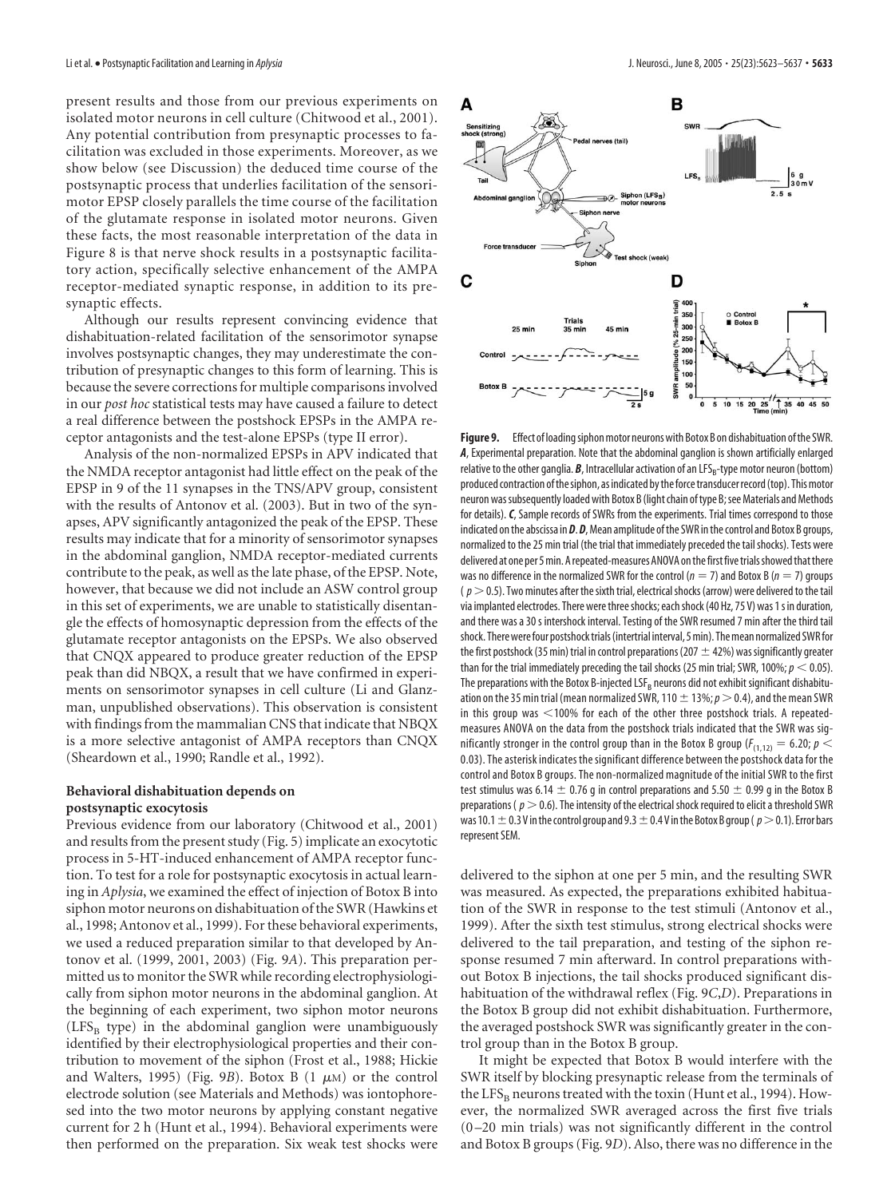present results and those from our previous experiments on isolated motor neurons in cell culture (Chitwood et al., 2001). Any potential contribution from presynaptic processes to facilitation was excluded in those experiments. Moreover, as we show below (see Discussion) the deduced time course of the postsynaptic process that underlies facilitation of the sensorimotor EPSP closely parallels the time course of the facilitation of the glutamate response in isolated motor neurons. Given these facts, the most reasonable interpretation of the data in Figure 8 is that nerve shock results in a postsynaptic facilitatory action, specifically selective enhancement of the AMPA receptor-mediated synaptic response, in addition to its presynaptic effects.

Although our results represent convincing evidence that dishabituation-related facilitation of the sensorimotor synapse involves postsynaptic changes, they may underestimate the contribution of presynaptic changes to this form of learning. This is because the severe corrections for multiple comparisons involved in our *post hoc* statistical tests may have caused a failure to detect a real difference between the postshock EPSPs in the AMPA receptor antagonists and the test-alone EPSPs (type II error).

Analysis of the non-normalized EPSPs in APV indicated that the NMDA receptor antagonist had little effect on the peak of the EPSP in 9 of the 11 synapses in the TNS/APV group, consistent with the results of Antonov et al. (2003). But in two of the synapses, APV significantly antagonized the peak of the EPSP. These results may indicate that for a minority of sensorimotor synapses in the abdominal ganglion, NMDA receptor-mediated currents contribute to the peak, as well as the late phase, of the EPSP. Note, however, that because we did not include an ASW control group in this set of experiments, we are unable to statistically disentangle the effects of homosynaptic depression from the effects of the glutamate receptor antagonists on the EPSPs. We also observed that CNQX appeared to produce greater reduction of the EPSP peak than did NBQX, a result that we have confirmed in experiments on sensorimotor synapses in cell culture (Li and Glanzman, unpublished observations). This observation is consistent with findings from the mammalian CNS that indicate that NBQX is a more selective antagonist of AMPA receptors than CNQX (Sheardown et al., 1990; Randle et al., 1992).

### Behavioral dishabituation depends on postsynaptic exocytosis

Previous evidence from our laboratory (Chitwood et al., 2001) and results from the present study (Fig. 5) implicate an exocytotic process in 5-HT-induced enhancement of AMPA receptor function. To test for a role for postsynaptic exocytosis in actual learning in *Aplysia*, we examined the effect of injection of Botox B into siphon motor neurons on dishabituation of the SWR (Hawkins et al., 1998; Antonov et al., 1999). For these behavioral experiments, we used a reduced preparation similar to that developed by Antonov et al. (1999, 2001, 2003) (Fig. 9*A*). This preparation permitted us to monitor the SWR while recording electrophysiologically from siphon motor neurons in the abdominal ganglion. At the beginning of each experiment, two siphon motor neurons ($LFS_B$ type) in the abdominal ganglion were unambiguously identified by their electrophysiological properties and their contribution to movement of the siphon (Frost et al., 1988; Hickie and Walters, 1995) (Fig. 9*B*). Botox B (1 $\mu$M) or the control electrode solution (see Materials and Methods) was iontophoresed into the two motor neurons by applying constant negative current for 2 h (Hunt et al., 1994). Behavioral experiments were then performed on the preparation. Six weak test shocks were delivered to the siphon at one per 5 min, and the resulting SWR was measured. As expected, the preparations exhibited habituation of the SWR in response to the test stimuli (Antonov et al., 1999). After the sixth test stimulus, strong electrical shocks were delivered to the tail preparation, and testing of the siphon response resumed 7 min afterward. In control preparations without Botox B injections, the tail shocks produced significant dishabituation of the withdrawal reflex (Fig. 9*C*,*D*). Preparations in the Botox B group did not exhibit dishabituation. Furthermore, the averaged postshock SWR was significantly greater in the control group than in the Botox B group.

It might be expected that Botox B would interfere with the SWR itself by blocking presynaptic release from the terminals of the $LFS_B$ neurons treated with the toxin (Hunt et al., 1994). However, the normalized SWR averaged across the first five trials (0–20 min trials) was not significantly different in the control and Botox B groups (Fig. 9*D*). Also, there was no difference in the

**Figure 9.** Effect of loading siphon motor neurons with Botox B on dishabituation of the SWR. ***A***, Experimental preparation. Note that the abdominal ganglion is shown artificially enlarged relative to the other ganglia. ***B***, Intracellular activation of an $LFS_B$-type motor neuron (bottom) produced contraction of the siphon, as indicated by the force transducer record (top). This motor neuron was subsequently loaded with Botox B (light chain of type B; see Materials and Methods for details). ***C***, Sample records of SWRs from the experiments. Trial times correspond to those indicated on the abscissa in ***D***. ***D***, Mean amplitude of the SWR in the control and Botox B groups, normalized to the 25 min trial (the trial that immediately preceded the tail shocks). Tests were delivered at one per 5 min. A repeated-measures ANOVA on the first five trials showed that there was no difference in the normalized SWR for the control ($n = 7$) and Botox B ($n = 7$) groups ($p > 0.5$). Two minutes after the sixth trial, electrical shocks (arrow) were delivered to the tail via implanted electrodes. There were three shocks; each shock (40 Hz, 75 V) was 1 s in duration, and there was a 30 s intershock interval. Testing of the SWR resumed 7 min after the third tail shock. There were four postshock trials (intertrial interval, 5 min). The mean normalized SWR for the first postshock (35 min) trial in control preparations (207 ± 42%) was significantly greater than for the trial immediately preceding the tail shocks (25 min trial; SWR, 100%; $p < 0.05$). The preparations with the Botox B-injected $LSF_B$ neurons did not exhibit significant dishabituation on the 35 min trial (mean normalized SWR, 110 ± 13%; $p > 0.4$), and the mean SWR in this group was <100% for each of the other three postshock trials. A repeated-measures ANOVA on the data from the postshock trials indicated that the SWR was significantly stronger in the control group than in the Botox B group ($F_{(1,12)} = 6.20$; $p < 0.03$). The asterisk indicates the significant difference between the postshock data for the control and Botox B groups. The non-normalized magnitude of the initial SWR to the first test stimulus was 6.14 ± 0.76 g in control preparations and 5.50 ± 0.99 g in the Botox B preparations ($p > 0.6$). The intensity of the electrical shock required to elicit a threshold SWR was 10.1 ± 0.3 V in the control group and 9.3 ± 0.4 V in the Botox B group ($p > 0.1$). Error bars represent SEM.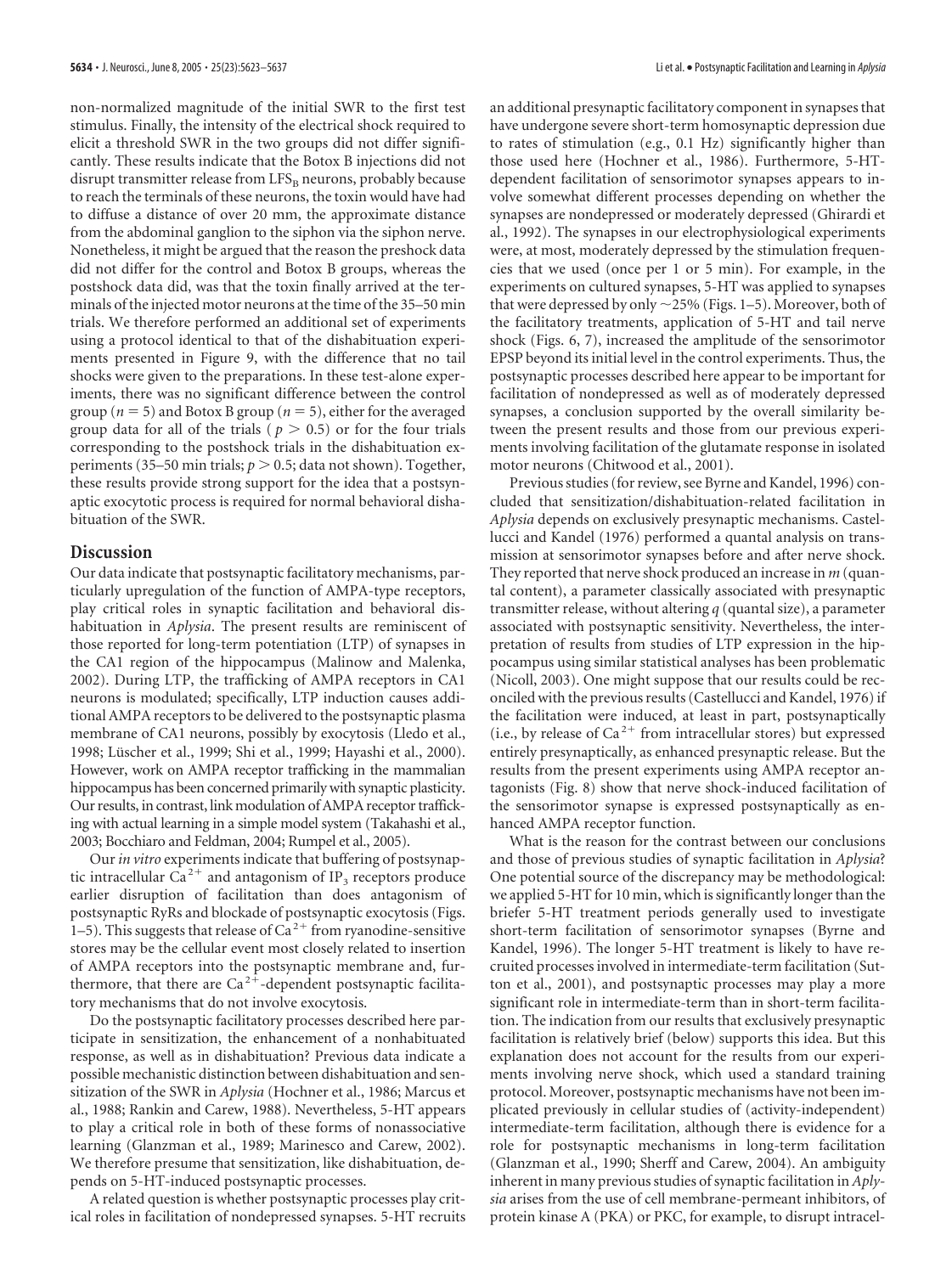non-normalized magnitude of the initial SWR to the first test stimulus. Finally, the intensity of the electrical shock required to elicit a threshold SWR in the two groups did not differ significantly. These results indicate that the Botox B injections did not disrupt transmitter release from $LFS_B$ neurons, probably because to reach the terminals of these neurons, the toxin would have had to diffuse a distance of over 20 mm, the approximate distance from the abdominal ganglion to the siphon via the siphon nerve. Nonetheless, it might be argued that the reason the preshock data did not differ for the control and Botox B groups, whereas the postshock data did, was that the toxin finally arrived at the terminals of the injected motor neurons at the time of the 35–50 min trials. We therefore performed an additional set of experiments using a protocol identical to that of the dishabituation experiments presented in Figure 9, with the difference that no tail shocks were given to the preparations. In these test-alone experiments, there was no significant difference between the control group ($n = 5$) and Botox B group ($n = 5$), either for the averaged group data for all of the trials ($p > 0.5$) or for the four trials corresponding to the postshock trials in the dishabituation experiments (35–50 min trials; $p > 0.5$; data not shown). Together, these results provide strong support for the idea that a postsynaptic exocytotic process is required for normal behavioral dishabituation of the SWR.

## Discussion

Our data indicate that postsynaptic facilitatory mechanisms, particularly upregulation of the function of AMPA-type receptors, play critical roles in synaptic facilitation and behavioral dishabituation in *Aplysia*. The present results are reminiscent of those reported for long-term potentiation (LTP) of synapses in the CA1 region of the hippocampus (Malinow and Malenka, 2002). During LTP, the trafficking of AMPA receptors in CA1 neurons is modulated; specifically, LTP induction causes additional AMPA receptors to be delivered to the postsynaptic plasma membrane of CA1 neurons, possibly by exocytosis (Lledo et al., 1998; Lüscher et al., 1999; Shi et al., 1999; Hayashi et al., 2000). However, work on AMPA receptor trafficking in the mammalian hippocampus has been concerned primarily with synaptic plasticity. Our results, in contrast, link modulation of AMPA receptor trafficking with actual learning in a simple model system (Takahashi et al., 2003; Bocchiaro and Feldman, 2004; Rumpel et al., 2005).

Our *in vitro* experiments indicate that buffering of postsynaptic intracellular $Ca^{2+}$ and antagonism of $IP_3$ receptors produce earlier disruption of facilitation than does antagonism of postsynaptic RyRs and blockade of postsynaptic exocytosis (Figs. 1–5). This suggests that release of $Ca^{2+}$ from ryanodine-sensitive stores may be the cellular event most closely related to insertion of AMPA receptors into the postsynaptic membrane and, furthermore, that there are $Ca^{2+}$-dependent postsynaptic facilitatory mechanisms that do not involve exocytosis.

Do the postsynaptic facilitatory processes described here participate in sensitization, the enhancement of a nonhabituated response, as well as in dishabituation? Previous data indicate a possible mechanistic distinction between dishabituation and sensitization of the SWR in *Aplysia* (Hochner et al., 1986; Marcus et al., 1988; Rankin and Carew, 1988). Nevertheless, 5-HT appears to play a critical role in both of these forms of nonassociative learning (Glanzman et al., 1989; Marinesco and Carew, 2002). We therefore presume that sensitization, like dishabituation, depends on 5-HT-induced postsynaptic processes.

A related question is whether postsynaptic processes play critical roles in facilitation of nondepressed synapses. 5-HT recruits an additional presynaptic facilitatory component in synapses that have undergone severe short-term homosynaptic depression due to rates of stimulation (e.g., 0.1 Hz) significantly higher than those used here (Hochner et al., 1986). Furthermore, 5-HT-dependent facilitation of sensorimotor synapses appears to involve somewhat different processes depending on whether the synapses are nondepressed or moderately depressed (Ghirardi et al., 1992). The synapses in our electrophysiological experiments were, at most, moderately depressed by the stimulation frequencies that we used (once per 1 or 5 min). For example, in the experiments on cultured synapses, 5-HT was applied to synapses that were depressed by only ~25% (Figs. 1–5). Moreover, both of the facilitatory treatments, application of 5-HT and tail nerve shock (Figs. 6, 7), increased the amplitude of the sensorimotor EPSP beyond its initial level in the control experiments. Thus, the postsynaptic processes described here appear to be important for facilitation of nondepressed as well as of moderately depressed synapses, a conclusion supported by the overall similarity between the present results and those from our previous experiments involving facilitation of the glutamate response in isolated motor neurons (Chitwood et al., 2001).

Previous studies (for review, see Byrne and Kandel, 1996) concluded that sensitization/dishabituation-related facilitation in *Aplysia* depends on exclusively presynaptic mechanisms. Castellucci and Kandel (1976) performed a quantal analysis on transmission at sensorimotor synapses before and after nerve shock. They reported that nerve shock produced an increase in $m$ (quantal content), a parameter classically associated with presynaptic transmitter release, without altering $q$ (quantal size), a parameter associated with postsynaptic sensitivity. Nevertheless, the interpretation of results from studies of LTP expression in the hippocampus using similar statistical analyses has been problematic (Nicoll, 2003). One might suppose that our results could be reconciled with the previous results (Castellucci and Kandel, 1976) if the facilitation were induced, at least in part, postsynaptically (i.e., by release of $Ca^{2+}$ from intracellular stores) but expressed entirely presynaptically, as enhanced presynaptic release. But the results from the present experiments using AMPA receptor antagonists (Fig. 8) show that nerve shock-induced facilitation of the sensorimotor synapse is expressed postsynaptically as enhanced AMPA receptor function.

What is the reason for the contrast between our conclusions and those of previous studies of synaptic facilitation in *Aplysia*? One potential source of the discrepancy may be methodological: we applied 5-HT for 10 min, which is significantly longer than the briefer 5-HT treatment periods generally used to investigate short-term facilitation of sensorimotor synapses (Byrne and Kandel, 1996). The longer 5-HT treatment is likely to have recruited processes involved in intermediate-term facilitation (Sutton et al., 2001), and postsynaptic processes may play a more significant role in intermediate-term than in short-term facilitation. The indication from our results that exclusively presynaptic facilitation is relatively brief (below) supports this idea. But this explanation does not account for the results from our experiments involving nerve shock, which used a standard training protocol. Moreover, postsynaptic mechanisms have not been implicated previously in cellular studies of (activity-independent) intermediate-term facilitation, although there is evidence for a role for postsynaptic mechanisms in long-term facilitation (Glanzman et al., 1990; Sherff and Carew, 2004). An ambiguity inherent in many previous studies of synaptic facilitation in *Aplysia* arises from the use of cell membrane-permeant inhibitors, of protein kinase A (PKA) or PKC, for example, to disrupt intracel-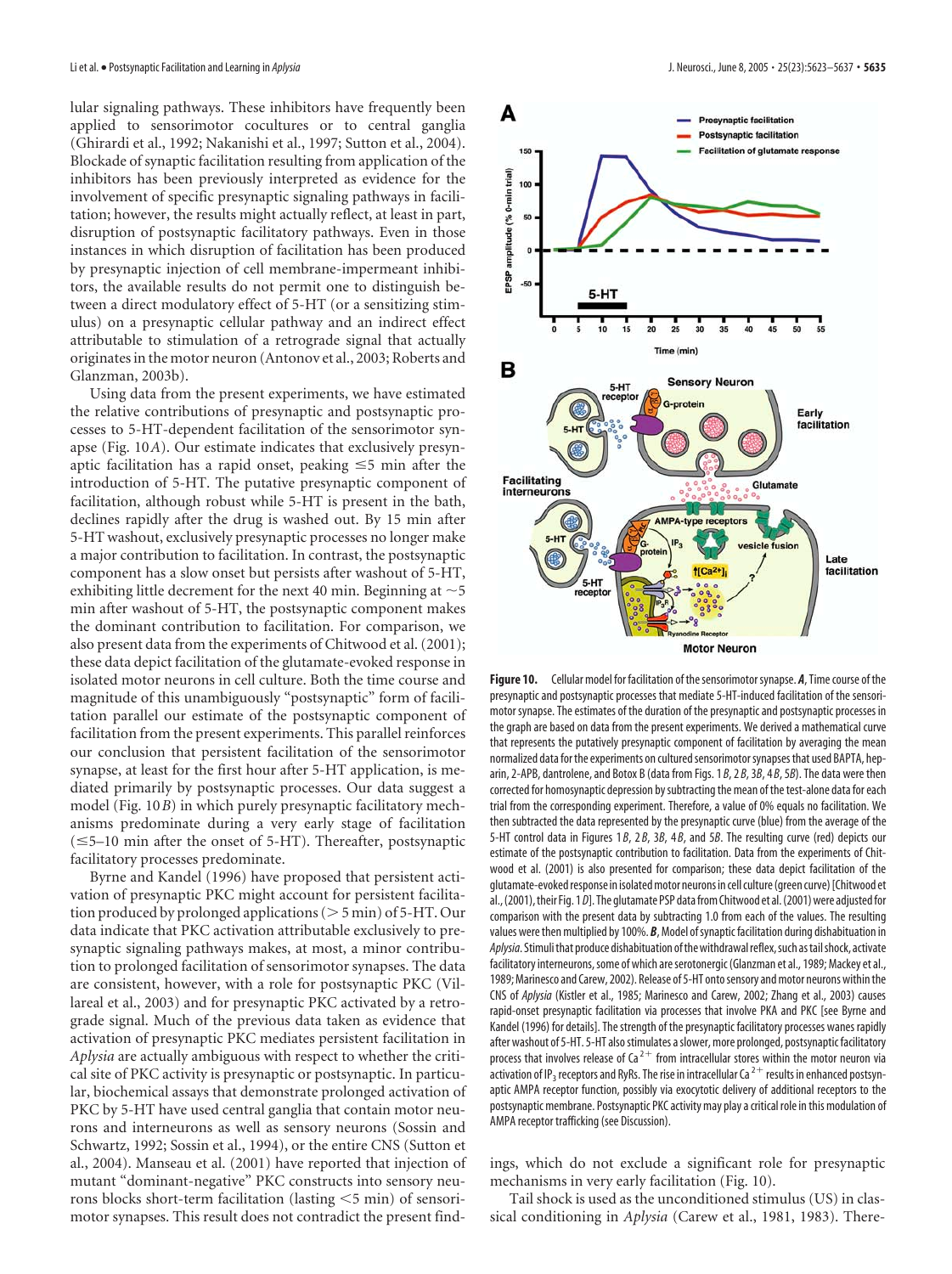lular signaling pathways. These inhibitors have frequently been applied to sensorimotor cocultures or to central ganglia (Ghirardi et al., 1992; Nakanishi et al., 1997; Sutton et al., 2004). Blockade of synaptic facilitation resulting from application of the inhibitors has been previously interpreted as evidence for the involvement of specific presynaptic signaling pathways in facilitation; however, the results might actually reflect, at least in part, disruption of postsynaptic facilitatory pathways. Even in those instances in which disruption of facilitation has been produced by presynaptic injection of cell membrane-impermeant inhibitors, the available results do not permit one to distinguish between a direct modulatory effect of 5-HT (or a sensitizing stimulus) on a presynaptic cellular pathway and an indirect effect attributable to stimulation of a retrograde signal that actually originates in the motor neuron (Antonov et al., 2003; Roberts and Glanzman, 2003b).

Using data from the present experiments, we have estimated the relative contributions of presynaptic and postsynaptic processes to 5-HT-dependent facilitation of the sensorimotor synapse (Fig. 10*A*). Our estimate indicates that exclusively presynaptic facilitation has a rapid onset, peaking ≤5 min after the introduction of 5-HT. The putative presynaptic component of facilitation, although robust while 5-HT is present in the bath, declines rapidly after the drug is washed out. By 15 min after 5-HT washout, exclusively presynaptic processes no longer make a major contribution to facilitation. In contrast, the postsynaptic component has a slow onset but persists after washout of 5-HT, exhibiting little decrement for the next 40 min. Beginning at ~5 min after washout of 5-HT, the postsynaptic component makes the dominant contribution to facilitation. For comparison, we also present data from the experiments of Chitwood et al. (2001); these data depict facilitation of the glutamate-evoked response in isolated motor neurons in cell culture. Both the time course and magnitude of this unambiguously "postsynaptic" form of facilitation parallel our estimate of the postsynaptic component of facilitation from the present experiments. This parallel reinforces our conclusion that persistent facilitation of the sensorimotor synapse, at least for the first hour after 5-HT application, is mediated primarily by postsynaptic processes. Our data suggest a model (Fig. 10*B*) in which purely presynaptic facilitatory mechanisms predominate during a very early stage of facilitation (≤5–10 min after the onset of 5-HT). Thereafter, postsynaptic facilitatory processes predominate.

Byrne and Kandel (1996) have proposed that persistent activation of presynaptic PKC might account for persistent facilitation produced by prolonged applications (> 5 min) of 5-HT. Our data indicate that PKC activation attributable exclusively to presynaptic signaling pathways makes, at most, a minor contribution to prolonged facilitation of sensorimotor synapses. The data are consistent, however, with a role for postsynaptic PKC (Villareal et al., 2003) and for presynaptic PKC activated by a retrograde signal. Much of the previous data taken as evidence that activation of presynaptic PKC mediates persistent facilitation in *Aplysia* are actually ambiguous with respect to whether the critical site of PKC activity is presynaptic or postsynaptic. In particular, biochemical assays that demonstrate prolonged activation of PKC by 5-HT have used central ganglia that contain motor neurons and interneurons as well as sensory neurons (Sossin and Schwartz, 1992; Sossin et al., 1994), or the entire CNS (Sutton et al., 2004). Manseau et al. (2001) have reported that injection of mutant "dominant-negative" PKC constructs into sensory neurons blocks short-term facilitation (lasting <5 min) of sensorimotor synapses. This result does not contradict the present findings, which do not exclude a significant role for presynaptic mechanisms in very early facilitation (Fig. 10).

**Figure 10.** Cellular model for facilitation of the sensorimotor synapse. ***A***, Time course of the presynaptic and postsynaptic processes that mediate 5-HT-induced facilitation of the sensorimotor synapse. The estimates of the duration of the presynaptic and postsynaptic processes in the graph are based on data from the present experiments. We derived a mathematical curve that represents the putatively presynaptic component of facilitation by averaging the mean normalized data for the experiments on cultured sensorimotor synapses that used BAPTA, heparin, 2-APB, dantrolene, and Botox B (data from Figs. 1*B*, 2*B*, 3*B*, 4*B*, 5*B*). The data were then corrected for homosynaptic depression by subtracting the mean of the test-alone data for each trial from the corresponding experiment. Therefore, a value of 0% equals no facilitation. We then subtracted the data represented by the presynaptic curve (blue) from the average of the 5-HT control data in Figures 1*B*, 2*B*, 3*B*, 4*B*, and 5*B*. The resulting curve (red) depicts our estimate of the postsynaptic contribution to facilitation. Data from the experiments of Chitwood et al. (2001) is also presented for comparison; these data depict facilitation of the glutamate-evoked response in isolated motor neurons in cell culture (green curve) [Chitwood et al., (2001), their Fig. 1*D*]. The glutamate PSP data from Chitwood et al. (2001) were adjusted for comparison with the present data by subtracting 1.0 from each of the values. The resulting values were then multiplied by 100%. ***B***, Model of synaptic facilitation during dishabituation in *Aplysia*. Stimuli that produce dishabituation of the withdrawal reflex, such as tail shock, activate facilitatory interneurons, some of which are serotonergic (Glanzman et al., 1989; Mackey et al., 1989; Marinesco and Carew, 2002). Release of 5-HT onto sensory and motor neurons within the CNS of *Aplysia* (Kistler et al., 1985; Marinesco and Carew, 2002; Zhang et al., 2003) causes rapid-onset presynaptic facilitation via processes that involve PKA and PKC [see Byrne and Kandel (1996) for details]. The strength of the presynaptic facilitatory processes wanes rapidly after washout of 5-HT. 5-HT also stimulates a slower, more prolonged, postsynaptic facilitatory process that involves release of $Ca^{2+}$ from intracellular stores within the motor neuron via activation of $IP_3$ receptors and RyRs. The rise in intracellular $Ca^{2+}$ results in enhanced postsynaptic AMPA receptor function, possibly via exocytotic delivery of additional receptors to the postsynaptic membrane. Postsynaptic PKC activity may play a critical role in this modulation of AMPA receptor trafficking (see Discussion).

Tail shock is used as the unconditioned stimulus (US) in classical conditioning in *Aplysia* (Carew et al., 1981, 1983). There-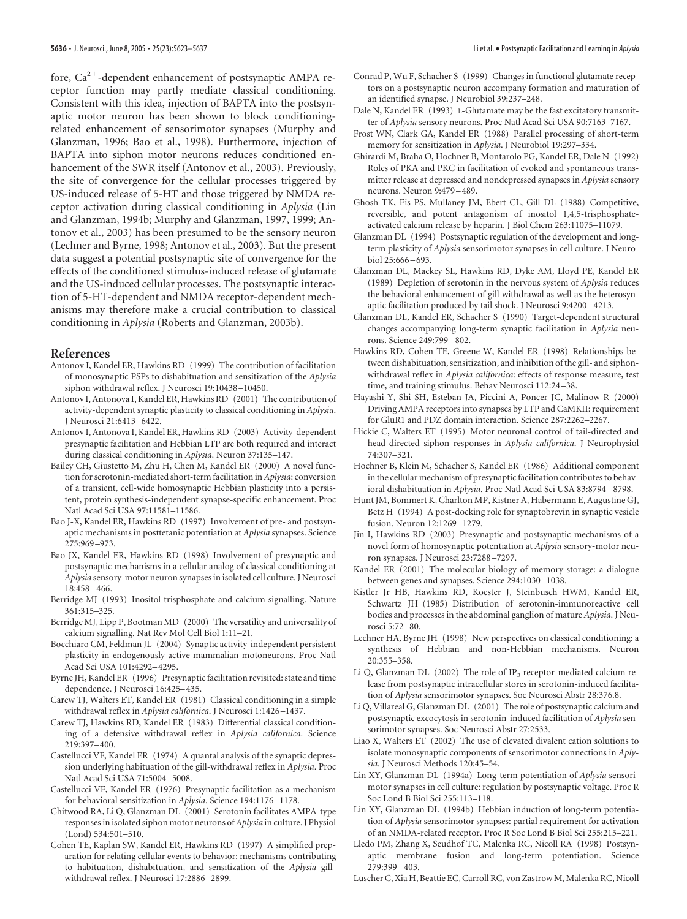fore, $Ca^{2+}$-dependent enhancement of postsynaptic AMPA receptor function may partly mediate classical conditioning. Consistent with this idea, injection of BAPTA into the postsynaptic motor neuron has been shown to block conditioning-related enhancement of sensorimotor synapses (Murphy and Glanzman, 1996; Bao et al., 1998). Furthermore, injection of BAPTA into siphon motor neurons reduces conditioned enhancement of the SWR itself (Antonov et al., 2003). Previously, the site of convergence for the cellular processes triggered by US-induced release of 5-HT and those triggered by NMDA receptor activation during classical conditioning in *Aplysia* (Lin and Glanzman, 1994b; Murphy and Glanzman, 1997, 1999; Antonov et al., 2003) has been presumed to be the sensory neuron (Lechner and Byrne, 1998; Antonov et al., 2003). But the present data suggest a potential postsynaptic site of convergence for the effects of the conditioned stimulus-induced release of glutamate and the US-induced cellular processes. The postsynaptic interaction of 5-HT-dependent and NMDA receptor-dependent mechanisms may therefore make a crucial contribution to classical conditioning in *Aplysia* (Roberts and Glanzman, 2003b).

## References

Antonov I, Kandel ER, Hawkins RD (1999) The contribution of facilitation of monosynaptic PSPs to dishabituation and sensitization of the *Aplysia* siphon withdrawal reflex. J Neurosci 19:10438–10450.

Antonov I, Antonova I, Kandel ER, Hawkins RD (2001) The contribution of activity-dependent synaptic plasticity to classical conditioning in *Aplysia*. J Neurosci 21:6413–6422.

Antonov I, Antonova I, Kandel ER, Hawkins RD (2003) Activity-dependent presynaptic facilitation and Hebbian LTP are both required and interact during classical conditioning in *Aplysia*. Neuron 37:135–147.

Bailey CH, Giustetto M, Zhu H, Chen M, Kandel ER (2000) A novel function for serotonin-mediated short-term facilitation in *Aplysia*: conversion of a transient, cell-wide homosynaptic Hebbian plasticity into a persistent, protein synthesis-independent synapse-specific enhancement. Proc Natl Acad Sci USA 97:11581–11586.

Bao J-X, Kandel ER, Hawkins RD (1997) Involvement of pre- and postsynaptic mechanisms in posttetanic potentiation at *Aplysia* synapses. Science 275:969–973.

Bao JX, Kandel ER, Hawkins RD (1998) Involvement of presynaptic and postsynaptic mechanisms in a cellular analog of classical conditioning at *Aplysia* sensory-motor neuron synapses in isolated cell culture. J Neurosci 18:458–466.

Berridge MJ (1993) Inositol trisphosphate and calcium signalling. Nature 361:315–325.

Berridge MJ, Lipp P, Bootman MD (2000) The versatility and universality of calcium signalling. Nat Rev Mol Cell Biol 1:11–21.

Bocchiaro CM, Feldman JL (2004) Synaptic activity-independent persistent plasticity in endogenously active mammalian motoneurons. Proc Natl Acad Sci USA 101:4292–4295.

Byrne JH, Kandel ER (1996) Presynaptic facilitation revisited: state and time dependence. J Neurosci 16:425–435.

Carew TJ, Walters ET, Kandel ER (1981) Classical conditioning in a simple withdrawal reflex in *Aplysia californica*. J Neurosci 1:1426–1437.

Carew TJ, Hawkins RD, Kandel ER (1983) Differential classical conditioning of a defensive withdrawal reflex in *Aplysia californica*. Science 219:397–400.

Castellucci VF, Kandel ER (1974) A quantal analysis of the synaptic depression underlying habituation of the gill-withdrawal reflex in *Aplysia*. Proc Natl Acad Sci USA 71:5004–5008.

Castellucci VF, Kandel ER (1976) Presynaptic facilitation as a mechanism for behavioral sensitization in *Aplysia*. Science 194:1176–1178.

Chitwood RA, Li Q, Glanzman DL (2001) Serotonin facilitates AMPA-type responses in isolated siphon motor neurons of *Aplysia* in culture. J Physiol (Lond) 534:501–510.

Cohen TE, Kaplan SW, Kandel ER, Hawkins RD (1997) A simplified preparation for relating cellular events to behavior: mechanisms contributing to habituation, dishabituation, and sensitization of the *Aplysia* gill-withdrawal reflex. J Neurosci 17:2886–2899.

Conrad P, Wu F, Schacher S (1999) Changes in functional glutamate receptors on a postsynaptic neuron accompany formation and maturation of an identified synapse. J Neurobiol 39:237–248.

Dale N, Kandel ER (1993) L-Glutamate may be the fast excitatory transmitter of *Aplysia* sensory neurons. Proc Natl Acad Sci USA 90:7163–7167.

Frost WN, Clark GA, Kandel ER (1988) Parallel processing of short-term memory for sensitization in *Aplysia*. J Neurobiol 19:297–334.

Ghirardi M, Braha O, Hochner B, Montarolo PG, Kandel ER, Dale N (1992) Roles of PKA and PKC in facilitation of evoked and spontaneous transmitter release at depressed and nondepressed synapses in *Aplysia* sensory neurons. Neuron 9:479–489.

Ghosh TK, Eis PS, Mullaney JM, Ebert CL, Gill DL (1988) Competitive, reversible, and potent antagonism of inositol 1,4,5-trisphosphate-activated calcium release by heparin. J Biol Chem 263:11075–11079.

Glanzman DL (1994) Postsynaptic regulation of the development and long-term plasticity of *Aplysia* sensorimotor synapses in cell culture. J Neurobiol 25:666–693.

Glanzman DL, Mackey SL, Hawkins RD, Dyke AM, Lloyd PE, Kandel ER (1989) Depletion of serotonin in the nervous system of *Aplysia* reduces the behavioral enhancement of gill withdrawal as well as the heterosynaptic facilitation produced by tail shock. J Neurosci 9:4200–4213.

Glanzman DL, Kandel ER, Schacher S (1990) Target-dependent structural changes accompanying long-term synaptic facilitation in *Aplysia* neurons. Science 249:799–802.

Hawkins RD, Cohen TE, Greene W, Kandel ER (1998) Relationships between dishabituation, sensitization, and inhibition of the gill- and siphon-withdrawal reflex in *Aplysia californica*: effects of response measure, test time, and training stimulus. Behav Neurosci 112:24–38.

Hayashi Y, Shi SH, Esteban JA, Piccini A, Poncer JC, Malinow R (2000) Driving AMPA receptors into synapses by LTP and CaMKII: requirement for GluR1 and PDZ domain interaction. Science 287:2262–2267.

Hickie C, Walters ET (1995) Motor neuronal control of tail-directed and head-directed siphon responses in *Aplysia californica*. J Neurophysiol 74:307–321.

Hochner B, Klein M, Schacher S, Kandel ER (1986) Additional component in the cellular mechanism of presynaptic facilitation contributes to behavioral dishabituation in *Aplysia*. Proc Natl Acad Sci USA 83:8794–8798.

Hunt JM, Bommert K, Charlton MP, Kistner A, Habermann E, Augustine GJ, Betz H (1994) A post-docking role for synaptobrevin in synaptic vesicle fusion. Neuron 12:1269–1279.

Jin I, Hawkins RD (2003) Presynaptic and postsynaptic mechanisms of a novel form of homosynaptic potentiation at *Aplysia* sensory-motor neuron synapses. J Neurosci 23:7288–7297.

Kandel ER (2001) The molecular biology of memory storage: a dialogue between genes and synapses. Science 294:1030–1038.

Kistler Jr HB, Hawkins RD, Koester J, Steinbusch HWM, Kandel ER, Schwartz JH (1985) Distribution of serotonin-immunoreactive cell bodies and processes in the abdominal ganglion of mature *Aplysia*. J Neurosci 5:72–80.

Lechner HA, Byrne JH (1998) New perspectives on classical conditioning: a synthesis of Hebbian and non-Hebbian mechanisms. Neuron 20:355–358.

Li Q, Glanzman DL (2002) The role of $IP_3$ receptor-mediated calcium release from postsynaptic intracellular stores in serotonin-induced facilitation of *Aplysia* sensorimotor synapses. Soc Neurosci Abstr 28:376.8.

Li Q, Villareal G, Glanzman DL (2001) The role of postsynaptic calcium and postsynaptic excocytosis in serotonin-induced facilitation of *Aplysia* sensorimotor synapses. Soc Neurosci Abstr 27:2533.

Liao X, Walters ET (2002) The use of elevated divalent cation solutions to isolate monosynaptic components of sensorimotor connections in *Aplysia*. J Neurosci Methods 120:45–54.

Lin XY, Glanzman DL (1994a) Long-term potentiation of *Aplysia* sensorimotor synapses in cell culture: regulation by postsynaptic voltage. Proc R Soc Lond B Biol Sci 255:113–118.

Lin XY, Glanzman DL (1994b) Hebbian induction of long-term potentiation of *Aplysia* sensorimotor synapses: partial requirement for activation of an NMDA-related receptor. Proc R Soc Lond B Biol Sci 255:215–221.

Lledo PM, Zhang X, Seudhof TC, Malenka RC, Nicoll RA (1998) Postsynaptic membrane fusion and long-term potentiation. Science 279:399–403.

Lüscher C, Xia H, Beattie EC, Carroll RC, von Zastrow M, Malenka RC, Nicoll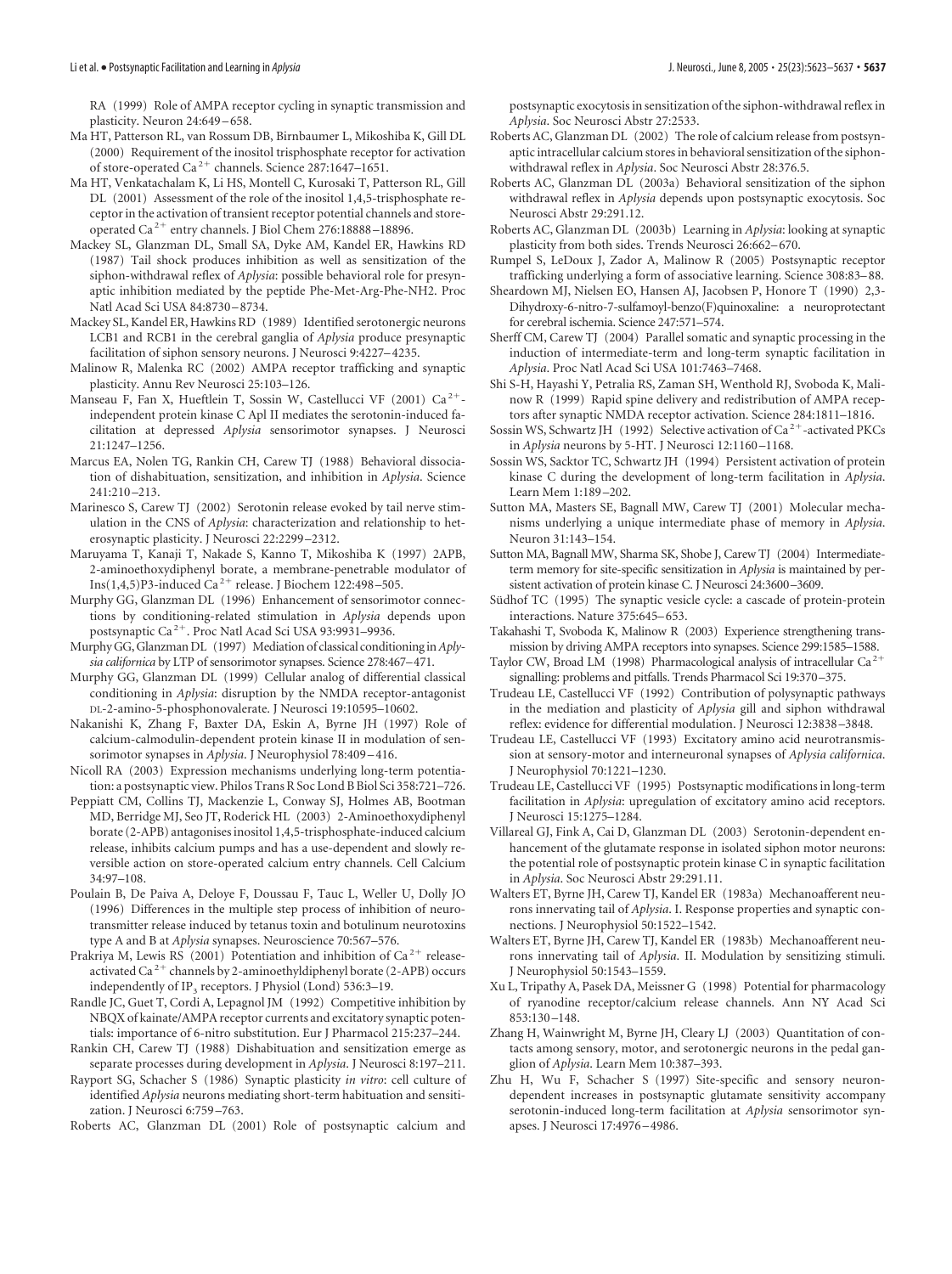RA (1999) Role of AMPA receptor cycling in synaptic transmission and plasticity. Neuron 24:649–658.

Ma HT, Patterson RL, van Rossum DB, Birnbaumer L, Mikoshiba K, Gill DL (2000) Requirement of the inositol trisphosphate receptor for activation of store-operated $Ca^{2+}$ channels. Science 287:1647–1651.

Ma HT, Venkatachalam K, Li HS, Montell C, Kurosaki T, Patterson RL, Gill DL (2001) Assessment of the role of the inositol 1,4,5-trisphosphate receptor in the activation of transient receptor potential channels and store-operated $Ca^{2+}$ entry channels. J Biol Chem 276:18888–18896.

Mackey SL, Glanzman DL, Small SA, Dyke AM, Kandel ER, Hawkins RD (1987) Tail shock produces inhibition as well as sensitization of the siphon-withdrawal reflex of *Aplysia*: possible behavioral role for presynaptic inhibition mediated by the peptide Phe-Met-Arg-Phe-NH2. Proc Natl Acad Sci USA 84:8730–8734.

Mackey SL, Kandel ER, Hawkins RD (1989) Identified serotonergic neurons LCB1 and RCB1 in the cerebral ganglia of *Aplysia* produce presynaptic facilitation of siphon sensory neurons. J Neurosci 9:4227–4235.

Malinow R, Malenka RC (2002) AMPA receptor trafficking and synaptic plasticity. Annu Rev Neurosci 25:103–126.

Manseau F, Fan X, Hueftlein T, Sossin W, Castellucci VF (2001) $Ca^{2+}$-independent protein kinase C Apl II mediates the serotonin-induced facilitation at depressed *Aplysia* sensorimotor synapses. J Neurosci 21:1247–1256.

Marcus EA, Nolen TG, Rankin CH, Carew TJ (1988) Behavioral dissociation of dishabituation, sensitization, and inhibition in *Aplysia*. Science 241:210–213.

Marinesco S, Carew TJ (2002) Serotonin release evoked by tail nerve stimulation in the CNS of *Aplysia*: characterization and relationship to heterosynaptic plasticity. J Neurosci 22:2299–2312.

Maruyama T, Kanaji T, Nakade S, Kanno T, Mikoshiba K (1997) 2APB, 2-aminoethoxydiphenyl borate, a membrane-penetrable modulator of Ins(1,4,5)P3-induced $Ca^{2+}$ release. J Biochem 122:498–505.

Murphy GG, Glanzman DL (1996) Enhancement of sensorimotor connections by conditioning-related stimulation in *Aplysia* depends upon postsynaptic $Ca^{2+}$. Proc Natl Acad Sci USA 93:9931–9936.

Murphy GG, Glanzman DL (1997) Mediation of classical conditioning in *Aplysia californica* by LTP of sensorimotor synapses. Science 278:467–471.

Murphy GG, Glanzman DL (1999) Cellular analog of differential classical conditioning in *Aplysia*: disruption by the NMDA receptor-antagonist DL-2-amino-5-phosphonovalerate. J Neurosci 19:10595–10602.

Nakanishi K, Zhang F, Baxter DA, Eskin A, Byrne JH (1997) Role of calcium-calmodulin-dependent protein kinase II in modulation of sensorimotor synapses in *Aplysia*. J Neurophysiol 78:409–416.

Nicoll RA (2003) Expression mechanisms underlying long-term potentiation: a postsynaptic view. Philos Trans R Soc Lond B Biol Sci 358:721–726.

Peppiatt CM, Collins TJ, Mackenzie L, Conway SJ, Holmes AB, Bootman MD, Berridge MJ, Seo JT, Roderick HL (2003) 2-Aminoethoxydiphenyl borate (2-APB) antagonises inositol 1,4,5-trisphosphate-induced calcium release, inhibits calcium pumps and has a use-dependent and slowly reversible action on store-operated calcium entry channels. Cell Calcium 34:97–108.

Poulain B, De Paiva A, Deloye F, Doussau F, Tauc L, Weller U, Dolly JO (1996) Differences in the multiple step process of inhibition of neurotransmitter release induced by tetanus toxin and botulinum neurotoxins type A and B at *Aplysia* synapses. Neuroscience 70:567–576.

Prakriya M, Lewis RS (2001) Potentiation and inhibition of $Ca^{2+}$ release-activated $Ca^{2+}$ channels by 2-aminoethyldiphenyl borate (2-APB) occurs independently of $IP_3$ receptors. J Physiol (Lond) 536:3–19.

Randle JC, Guet T, Cordi A, Lepagnol JM (1992) Competitive inhibition by NBQX of kainate/AMPA receptor currents and excitatory synaptic potentials: importance of 6-nitro substitution. Eur J Pharmacol 215:237–244.

Rankin CH, Carew TJ (1988) Dishabituation and sensitization emerge as separate processes during development in *Aplysia*. J Neurosci 8:197–211.

Rayport SG, Schacher S (1986) Synaptic plasticity *in vitro*: cell culture of identified *Aplysia* neurons mediating short-term habituation and sensitization. J Neurosci 6:759–763.

Roberts AC, Glanzman DL (2001) Role of postsynaptic calcium and postsynaptic exocytosis in sensitization of the siphon-withdrawal reflex in *Aplysia*. Soc Neurosci Abstr 27:2533.

Roberts AC, Glanzman DL (2002) The role of calcium release from postsynaptic intracellular calcium stores in behavioral sensitization of the siphon-withdrawal reflex in *Aplysia*. Soc Neurosci Abstr 28:376.5.

Roberts AC, Glanzman DL (2003a) Behavioral sensitization of the siphon withdrawal reflex in *Aplysia* depends upon postsynaptic exocytosis. Soc Neurosci Abstr 29:291.12.

Roberts AC, Glanzman DL (2003b) Learning in *Aplysia*: looking at synaptic plasticity from both sides. Trends Neurosci 26:662–670.

Rumpel S, LeDoux J, Zador A, Malinow R (2005) Postsynaptic receptor trafficking underlying a form of associative learning. Science 308:83–88.

Sheardown MJ, Nielsen EO, Hansen AJ, Jacobsen P, Honore T (1990) 2,3-Dihydroxy-6-nitro-7-sulfamoyl-benzo(F)quinoxaline: a neuroprotectant for cerebral ischemia. Science 247:571–574.

Sherff CM, Carew TJ (2004) Parallel somatic and synaptic processing in the induction of intermediate-term and long-term synaptic facilitation in *Aplysia*. Proc Natl Acad Sci USA 101:7463–7468.

Shi S-H, Hayashi Y, Petralia RS, Zaman SH, Wenthold RJ, Svoboda K, Malinow R (1999) Rapid spine delivery and redistribution of AMPA receptors after synaptic NMDA receptor activation. Science 284:1811–1816.

Sossin WS, Schwartz JH (1992) Selective activation of $Ca^{2+}$-activated PKCs in *Aplysia* neurons by 5-HT. J Neurosci 12:1160–1168.

Sossin WS, Sacktor TC, Schwartz JH (1994) Persistent activation of protein kinase C during the development of long-term facilitation in *Aplysia*. Learn Mem 1:189–202.

Sutton MA, Masters SE, Bagnall MW, Carew TJ (2001) Molecular mechanisms underlying a unique intermediate phase of memory in *Aplysia*. Neuron 31:143–154.

Sutton MA, Bagnall MW, Sharma SK, Shobe J, Carew TJ (2004) Intermediate-term memory for site-specific sensitization in *Aplysia* is maintained by persistent activation of protein kinase C. J Neurosci 24:3600–3609.

Südhof TC (1995) The synaptic vesicle cycle: a cascade of protein-protein interactions. Nature 375:645–653.

Takahashi T, Svoboda K, Malinow R (2003) Experience strengthening transmission by driving AMPA receptors into synapses. Science 299:1585–1588.

Taylor CW, Broad LM (1998) Pharmacological analysis of intracellular $Ca^{2+}$ signalling: problems and pitfalls. Trends Pharmacol Sci 19:370–375.

Trudeau LE, Castellucci VF (1992) Contribution of polysynaptic pathways in the mediation and plasticity of *Aplysia* gill and siphon withdrawal reflex: evidence for differential modulation. J Neurosci 12:3838–3848.

Trudeau LE, Castellucci VF (1993) Excitatory amino acid neurotransmission at sensory-motor and interneuronal synapses of *Aplysia californica*. J Neurophysiol 70:1221–1230.

Trudeau LE, Castellucci VF (1995) Postsynaptic modifications in long-term facilitation in *Aplysia*: upregulation of excitatory amino acid receptors. J Neurosci 15:1275–1284.

Villareal GJ, Fink A, Cai D, Glanzman DL (2003) Serotonin-dependent enhancement of the glutamate response in isolated siphon motor neurons: the potential role of postsynaptic protein kinase C in synaptic facilitation in *Aplysia*. Soc Neurosci Abstr 29:291.11.

Walters ET, Byrne JH, Carew TJ, Kandel ER (1983a) Mechanoafferent neurons innervating tail of *Aplysia*. I. Response properties and synaptic connections. J Neurophysiol 50:1522–1542.

Walters ET, Byrne JH, Carew TJ, Kandel ER (1983b) Mechanoafferent neurons innervating tail of *Aplysia*. II. Modulation by sensitizing stimuli. J Neurophysiol 50:1543–1559.

Xu L, Tripathy A, Pasek DA, Meissner G (1998) Potential for pharmacology of ryanodine receptor/calcium release channels. Ann NY Acad Sci 853:130–148.

Zhang H, Wainwright M, Byrne JH, Cleary LJ (2003) Quantitation of contacts among sensory, motor, and serotonergic neurons in the pedal ganglion of *Aplysia*. Learn Mem 10:387–393.

Zhu H, Wu F, Schacher S (1997) Site-specific and sensory neuron-dependent increases in postsynaptic glutamate sensitivity accompany serotonin-induced long-term facilitation at *Aplysia* sensorimotor synapses. J Neurosci 17:4976–4986.